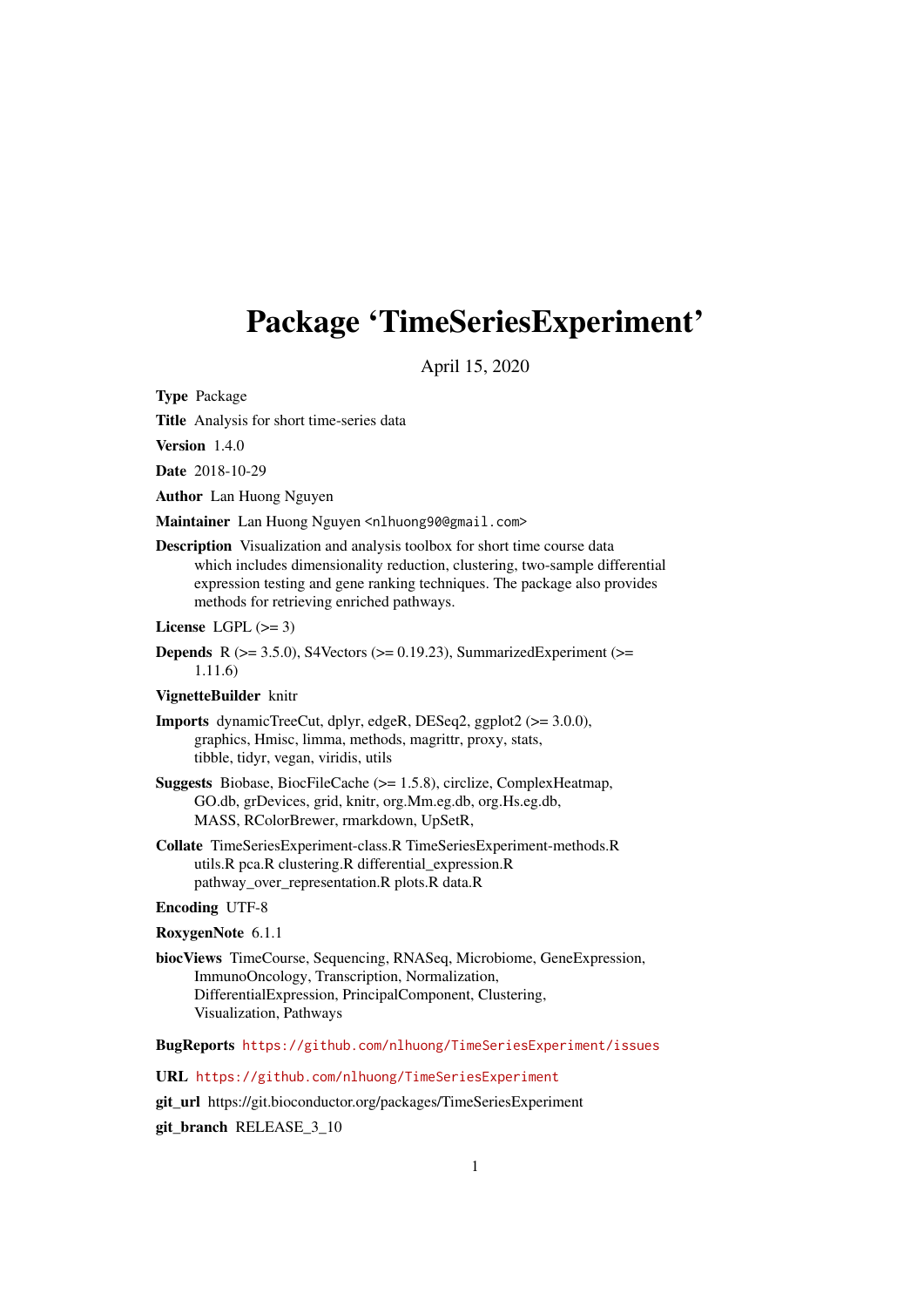# Package 'TimeSeriesExperiment'

April 15, 2020

**Type** Package

**Title** Analysis for short time-series data

**Version** 1.4.0

**Date** 2018-10-29

**Author** Lan Huong Nguyen

**Maintainer** Lan Huong Nguyen <nlhuong90@gmail.com>

**Description** Visualization and analysis toolbox for short time course data which includes dimensionality reduction, clustering, two-sample differential expression testing and gene ranking techniques. The package also provides methods for retrieving enriched pathways.

**License** LGPL (>= 3)

**Depends** R (>= 3.5.0), S4Vectors (>= 0.19.23), SummarizedExperiment (>= 1.11.6)

**VignetteBuilder** knitr

**Imports** dynamicTreeCut, dplyr, edgeR, DESeq2, ggplot2 (>= 3.0.0), graphics, Hmisc, limma, methods, magrittr, proxy, stats, tibble, tidyr, vegan, viridis, utils

**Suggests** Biobase, BiocFileCache (>= 1.5.8), circlize, ComplexHeatmap, GO.db, grDevices, grid, knitr, org.Mm.eg.db, org.Hs.eg.db, MASS, RColorBrewer, rmarkdown, UpSetR,

**Collate** TimeSeriesExperiment-class.R TimeSeriesExperiment-methods.R utils.R pca.R clustering.R differential_expression.R pathway_over_representation.R plots.R data.R

**Encoding** UTF-8

**RoxygenNote** 6.1.1

**biocViews** TimeCourse, Sequencing, RNASeq, Microbiome, GeneExpression, ImmunoOncology, Transcription, Normalization, DifferentialExpression, PrincipalComponent, Clustering, Visualization, Pathways

**BugReports** https://github.com/nlhuong/TimeSeriesExperiment/issues

**URL** https://github.com/nlhuong/TimeSeriesExperiment

**git_url** https://git.bioconductor.org/packages/TimeSeriesExperiment

**git_branch** RELEASE_3_10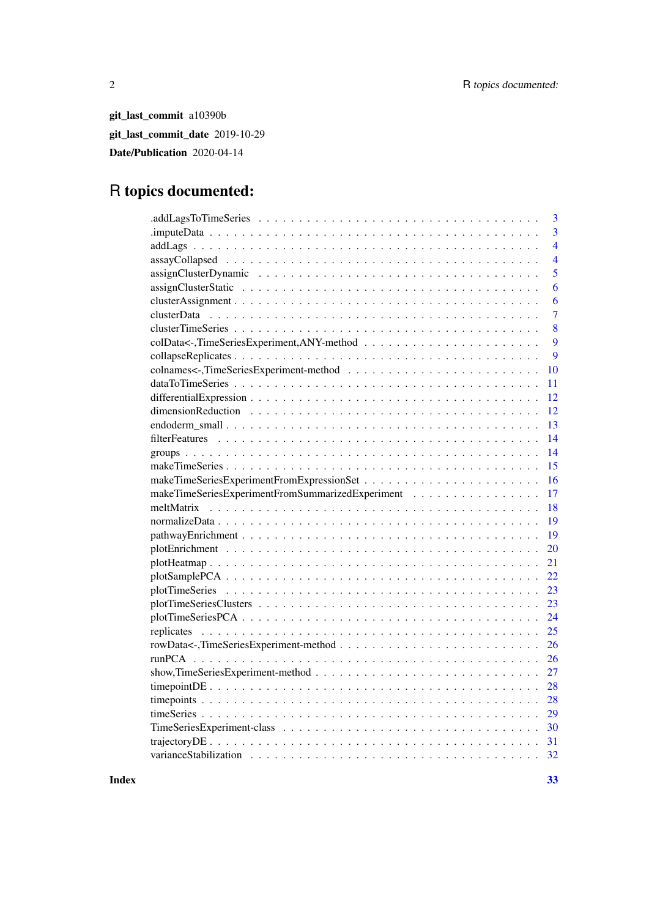**git_last_commit** a10390b

**git_last_commit_date** 2019-10-29

**Date/Publication** 2020-04-14

# R topics documented:

| | |
|---|---|
| .addLagsToTimeSeries | 3 |
| .imputeData | 3 |
| addLags | 4 |
| assayCollapsed | 4 |
| assignClusterDynamic | 5 |
| assignClusterStatic | 6 |
| clusterAssignment | 6 |
| clusterData | 7 |
| clusterTimeSeries | 8 |
| colData<-,TimeSeriesExperiment,ANY-method | 9 |
| collapseReplicates | 9 |
| colnames<-,TimeSeriesExperiment-method | 10 |
| dataToTimeSeries | 11 |
| differentialExpression | 12 |
| dimensionReduction | 12 |
| endoderm_small | 13 |
| filterFeatures | 14 |
| groups | 14 |
| makeTimeSeries | 15 |
| makeTimeSeriesExperimentFromExpressionSet | 16 |
| makeTimeSeriesExperimentFromSummarizedExperiment | 17 |
| meltMatrix | 18 |
| normalizeData | 19 |
| pathwayEnrichment | 19 |
| plotEnrichment | 20 |
| plotHeatmap | 21 |
| plotSamplePCA | 22 |
| plotTimeSeries | 23 |
| plotTimeSeriesClusters | 23 |
| plotTimeSeriesPCA | 24 |
| replicates | 25 |
| rowData<-,TimeSeriesExperiment-method | 26 |
| runPCA | 26 |
| show,TimeSeriesExperiment-method | 27 |
| timepointDE | 28 |
| timepoints | 28 |
| timeSeries | 29 |
| TimeSeriesExperiment-class | 30 |
| trajectoryDE | 31 |
| varianceStabilization | 32 |
| **Index** | **33** |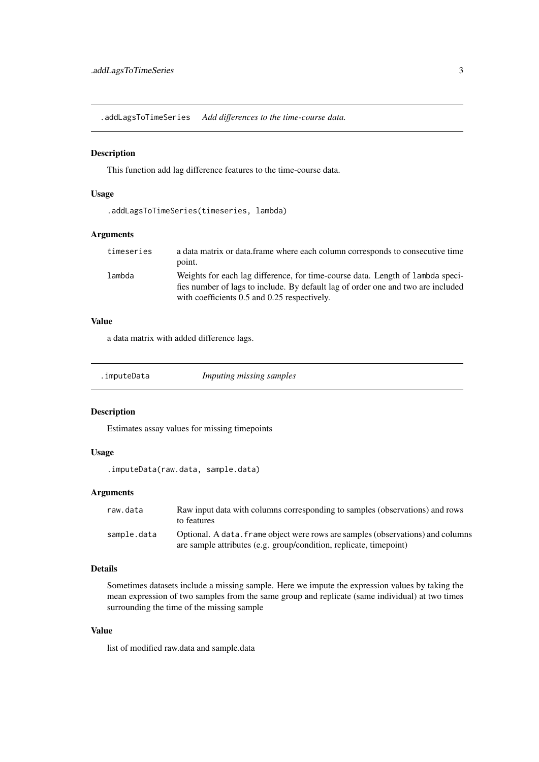## .addLagsToTimeSeries *Add differences to the time-course data.*

### Description

This function add lag difference features to the time-course data.

### Usage

```
.addLagsToTimeSeries(timeseries, lambda)
```

### Arguments

| | |
|---|---|
| `timeseries` | a data matrix or data.frame where each column corresponds to consecutive time point. |
| `lambda` | Weights for each lag difference, for time-course data. Length of `lambda` specifies number of lags to include. By default lag of order one and two are included with coefficients 0.5 and 0.25 respectively. |

### Value

a data matrix with added difference lags.

## .imputeData *Imputing missing samples*

### Description

Estimates assay values for missing timepoints

### Usage

```
.imputeData(raw.data, sample.data)
```

### Arguments

| | |
|---|---|
| `raw.data` | Raw input data with columns corresponding to samples (observations) and rows to features |
| `sample.data` | Optional. A `data.frame` object were rows are samples (observations) and columns are sample attributes (e.g. group/condition, replicate, timepoint) |

### Details

Sometimes datasets include a missing sample. Here we impute the expression values by taking the mean expression of two samples from the same group and replicate (same individual) at two times surrounding the time of the missing sample

### Value

list of modified raw.data and sample.data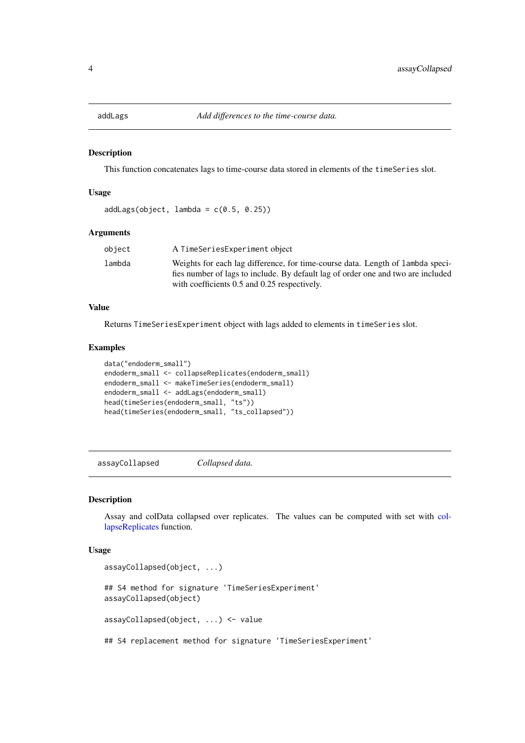## addLags — *Add differences to the time-course data.*

### Description

This function concatenates lags to time-course data stored in elements of the `timeSeries` slot.

### Usage

```
addLags(object, lambda = c(0.5, 0.25))
```

### Arguments

| | |
|---|---|
| `object` | A `TimeSeriesExperiment` object |
| `lambda` | Weights for each lag difference, for time-course data. Length of `lambda` specifies number of lags to include. By default lag of order one and two are included with coefficients 0.5 and 0.25 respectively. |

### Value

Returns `TimeSeriesExperiment` object with lags added to elements in `timeSeries` slot.

### Examples

```
data("endoderm_small")
endoderm_small <- collapseReplicates(endoderm_small)
endoderm_small <- makeTimeSeries(endoderm_small)
endoderm_small <- addLags(endoderm_small)
head(timeSeries(endoderm_small, "ts"))
head(timeSeries(endoderm_small, "ts_collapsed"))
```

## assayCollapsed — *Collapsed data.*

### Description

Assay and colData collapsed over replicates. The values can be computed with set with collapseReplicates function.

### Usage

```
assayCollapsed(object, ...)

## S4 method for signature 'TimeSeriesExperiment'
assayCollapsed(object)

assayCollapsed(object, ...) <- value

## S4 replacement method for signature 'TimeSeriesExperiment'
```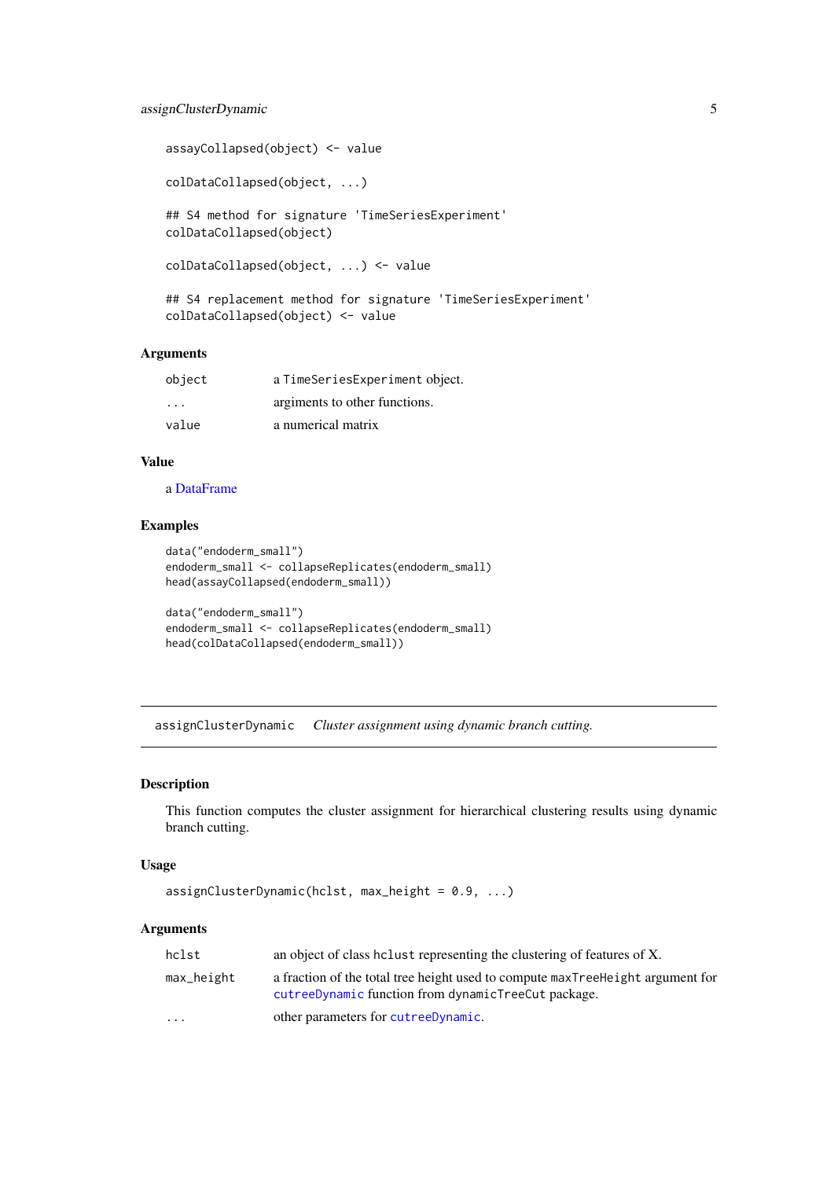```
assayCollapsed(object) <- value

colDataCollapsed(object, ...)

## S4 method for signature 'TimeSeriesExperiment'
colDataCollapsed(object)

colDataCollapsed(object, ...) <- value

## S4 replacement method for signature 'TimeSeriesExperiment'
colDataCollapsed(object) <- value
```

### Arguments

| | |
|---|---|
| `object` | a `TimeSeriesExperiment` object. |
| `...` | argiments to other functions. |
| `value` | a numerical matrix |

### Value

a DataFrame

### Examples

```
data("endoderm_small")
endoderm_small <- collapseReplicates(endoderm_small)
head(assayCollapsed(endoderm_small))

data("endoderm_small")
endoderm_small <- collapseReplicates(endoderm_small)
head(colDataCollapsed(endoderm_small))
```

---

## assignClusterDynamic — *Cluster assignment using dynamic branch cutting.*

---

### Description

This function computes the cluster assignment for hierarchical clustering results using dynamic branch cutting.

### Usage

```
assignClusterDynamic(hclst, max_height = 0.9, ...)
```

### Arguments

| | |
|---|---|
| `hclst` | an object of class `hclust` representing the clustering of features of X. |
| `max_height` | a fraction of the total tree height used to compute `maxTreeHeight` argument for `cutreeDynamic` function from `dynamicTreeCut` package. |
| `...` | other parameters for `cutreeDynamic`. |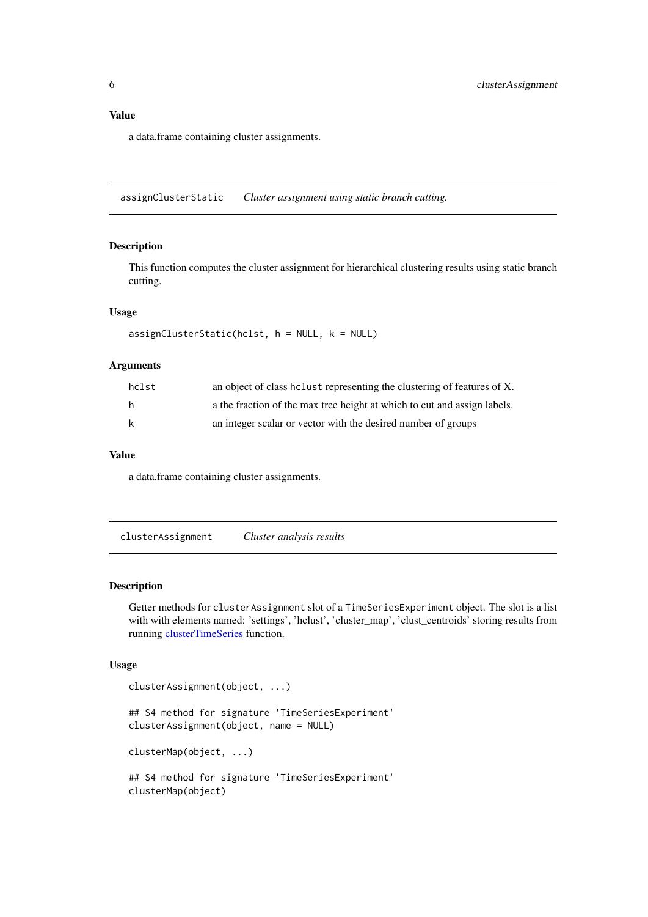### Value

a data.frame containing cluster assignments.

---

## assignClusterStatic — *Cluster assignment using static branch cutting.*

### Description

This function computes the cluster assignment for hierarchical clustering results using static branch cutting.

### Usage

```
assignClusterStatic(hclst, h = NULL, k = NULL)
```

### Arguments

| | |
|---|---|
| `hclst` | an object of class `hclust` representing the clustering of features of X. |
| `h` | a the fraction of the max tree height at which to cut and assign labels. |
| `k` | an integer scalar or vector with the desired number of groups |

### Value

a data.frame containing cluster assignments.

---

## clusterAssignment — *Cluster analysis results*

### Description

Getter methods for `clusterAssignment` slot of a `TimeSeriesExperiment` object. The slot is a list with with elements named: 'settings', 'hclust', 'cluster_map', 'clust_centroids' storing results from running clusterTimeSeries function.

### Usage

```
clusterAssignment(object, ...)

## S4 method for signature 'TimeSeriesExperiment'
clusterAssignment(object, name = NULL)

clusterMap(object, ...)

## S4 method for signature 'TimeSeriesExperiment'
clusterMap(object)
```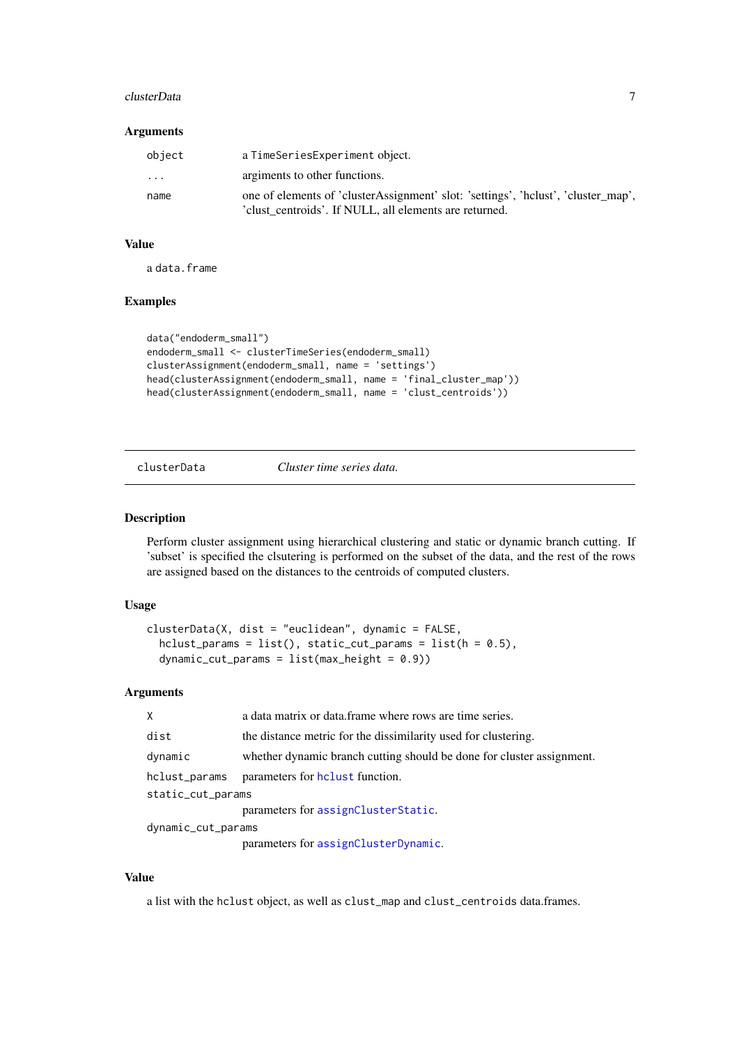### Arguments

| | |
|---|---|
| `object` | a `TimeSeriesExperiment` object. |
| `...` | argiments to other functions. |
| `name` | one of elements of 'clusterAssignment' slot: 'settings', 'hclust', 'cluster_map', 'clust_centroids'. If NULL, all elements are returned. |

### Value

a `data.frame`

### Examples

```
data("endoderm_small")
endoderm_small <- clusterTimeSeries(endoderm_small)
clusterAssignment(endoderm_small, name = 'settings')
head(clusterAssignment(endoderm_small, name = 'final_cluster_map'))
head(clusterAssignment(endoderm_small, name = 'clust_centroids'))
```

---

## `clusterData` *Cluster time series data.*

---

### Description

Perform cluster assignment using hierarchical clustering and static or dynamic branch cutting. If 'subset' is specified the clsutering is performed on the subset of the data, and the rest of the rows are assigned based on the distances to the centroids of computed clusters.

### Usage

```
clusterData(X, dist = "euclidean", dynamic = FALSE,
  hclust_params = list(), static_cut_params = list(h = 0.5),
  dynamic_cut_params = list(max_height = 0.9))
```

### Arguments

| | |
|---|---|
| `X` | a data matrix or data.frame where rows are time series. |
| `dist` | the distance metric for the dissimilarity used for clustering. |
| `dynamic` | whether dynamic branch cutting should be done for cluster assignment. |
| `hclust_params` | parameters for `hclust` function. |
| `static_cut_params` | parameters for `assignClusterStatic`. |
| `dynamic_cut_params` | parameters for `assignClusterDynamic`. |

### Value

a list with the `hclust` object, as well as `clust_map` and `clust_centroids` data.frames.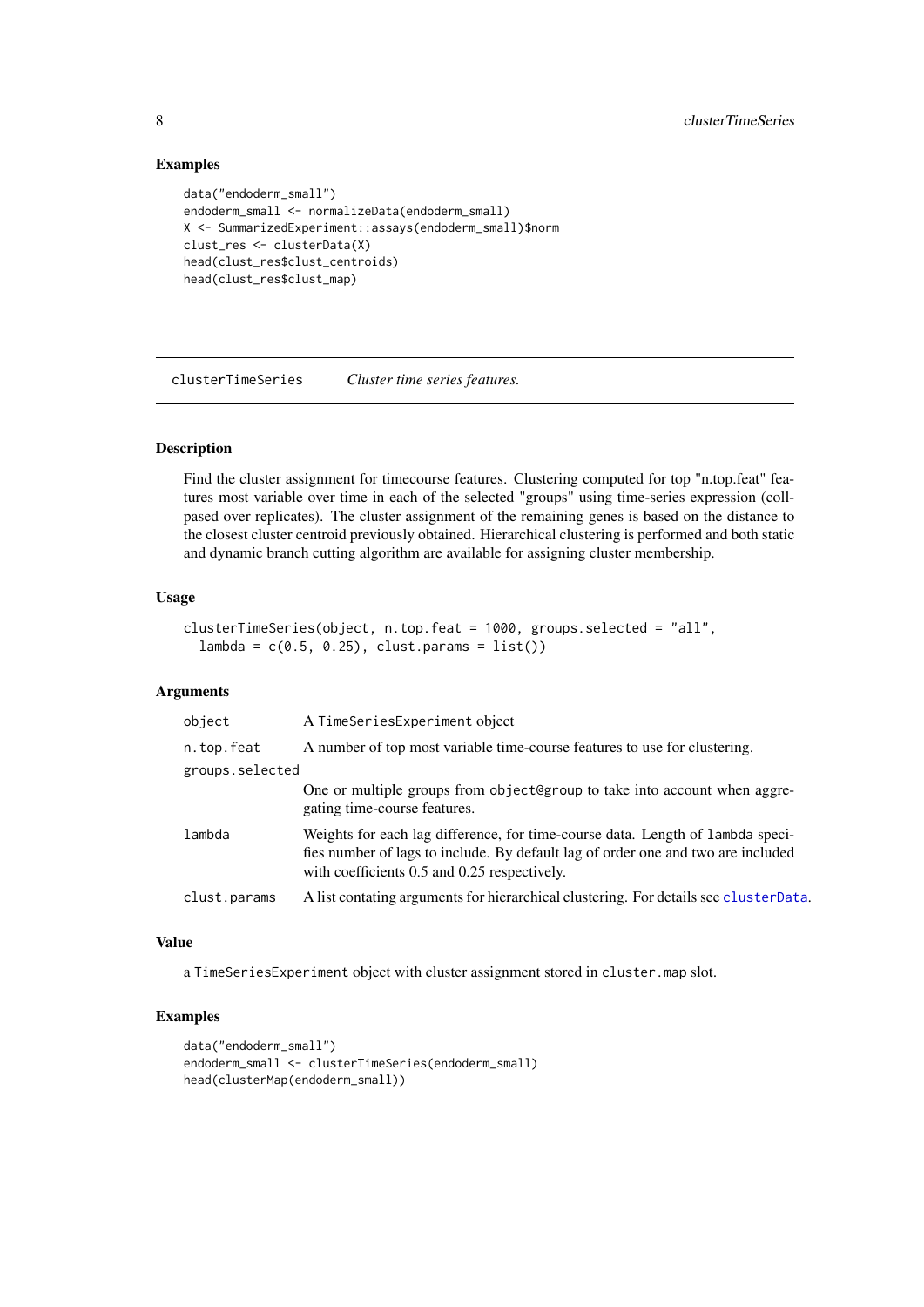### Examples

```
data("endoderm_small")
endoderm_small <- normalizeData(endoderm_small)
X <- SummarizedExperiment::assays(endoderm_small)$norm
clust_res <- clusterData(X)
head(clust_res$clust_centroids)
head(clust_res$clust_map)
```

---

## clusterTimeSeries *Cluster time series features.*

---

### Description

Find the cluster assignment for timecourse features. Clustering computed for top "n.top.feat" features most variable over time in each of the selected "groups" using time-series expression (collpased over replicates). The cluster assignment of the remaining genes is based on the distance to the closest cluster centroid previously obtained. Hierarchical clustering is performed and both static and dynamic branch cutting algorithm are available for assigning cluster membership.

### Usage

```
clusterTimeSeries(object, n.top.feat = 1000, groups.selected = "all",
  lambda = c(0.5, 0.25), clust.params = list())
```

### Arguments

| | |
|---|---|
| `object` | A `TimeSeriesExperiment` object |
| `n.top.feat` | A number of top most variable time-course features to use for clustering. |
| `groups.selected` | One or multiple groups from `object@group` to take into account when aggregating time-course features. |
| `lambda` | Weights for each lag difference, for time-course data. Length of `lambda` specifies number of lags to include. By default lag of order one and two are included with coefficients 0.5 and 0.25 respectively. |
| `clust.params` | A list contating arguments for hierarchical clustering. For details see `clusterData`. |

### Value

a `TimeSeriesExperiment` object with cluster assignment stored in `cluster.map` slot.

### Examples

```
data("endoderm_small")
endoderm_small <- clusterTimeSeries(endoderm_small)
head(clusterMap(endoderm_small))
```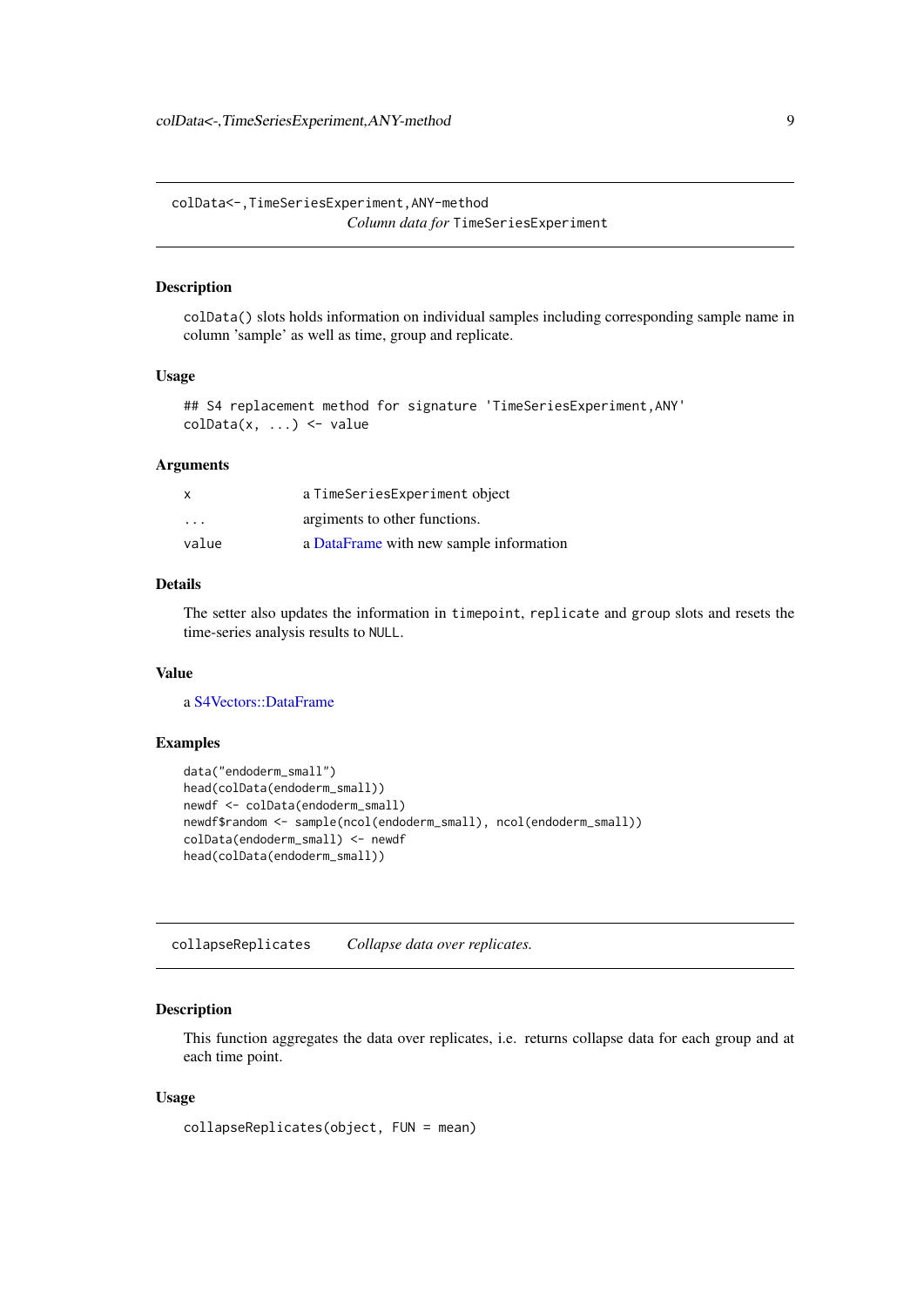## colData<-,TimeSeriesExperiment,ANY-method

*Column data for* `TimeSeriesExperiment`

### Description

`colData()` slots holds information on individual samples including corresponding sample name in column 'sample' as well as time, group and replicate.

### Usage

```
## S4 replacement method for signature 'TimeSeriesExperiment,ANY'
colData(x, ...) <- value
```

### Arguments

| | |
|---|---|
| `x` | a `TimeSeriesExperiment` object |
| `...` | argiments to other functions. |
| `value` | a DataFrame with new sample information |

### Details

The setter also updates the information in `timepoint`, `replicate` and `group` slots and resets the time-series analysis results to `NULL`.

### Value

a S4Vectors::DataFrame

### Examples

```
data("endoderm_small")
head(colData(endoderm_small))
newdf <- colData(endoderm_small)
newdf$random <- sample(ncol(endoderm_small), ncol(endoderm_small))
colData(endoderm_small) <- newdf
head(colData(endoderm_small))
```

## collapseReplicates

*Collapse data over replicates.*

### Description

This function aggregates the data over replicates, i.e. returns collapse data for each group and at each time point.

### Usage

```
collapseReplicates(object, FUN = mean)
```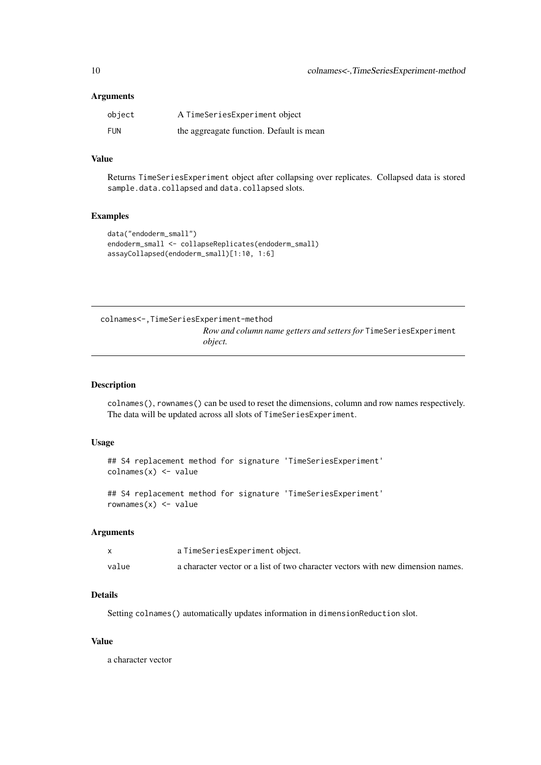### Arguments

| | |
|---|---|
| object | A TimeSeriesExperiment object |
| FUN | the aggreagate function. Default is mean |

### Value

Returns TimeSeriesExperiment object after collapsing over replicates. Collapsed data is stored sample.data.collapsed and data.collapsed slots.

### Examples

```
data("endoderm_small")
endoderm_small <- collapseReplicates(endoderm_small)
assayCollapsed(endoderm_small)[1:10, 1:6]
```

---

## colnames<-,TimeSeriesExperiment-method

*Row and column name getters and setters for* TimeSeriesExperiment *object.*

---

### Description

colnames(), rownames() can be used to reset the dimensions, column and row names respectively. The data will be updated across all slots of TimeSeriesExperiment.

### Usage

```
## S4 replacement method for signature 'TimeSeriesExperiment'
colnames(x) <- value

## S4 replacement method for signature 'TimeSeriesExperiment'
rownames(x) <- value
```

### Arguments

| | |
|---|---|
| x | a TimeSeriesExperiment object. |
| value | a character vector or a list of two character vectors with new dimension names. |

### Details

Setting colnames() automatically updates information in dimensionReduction slot.

### Value

a character vector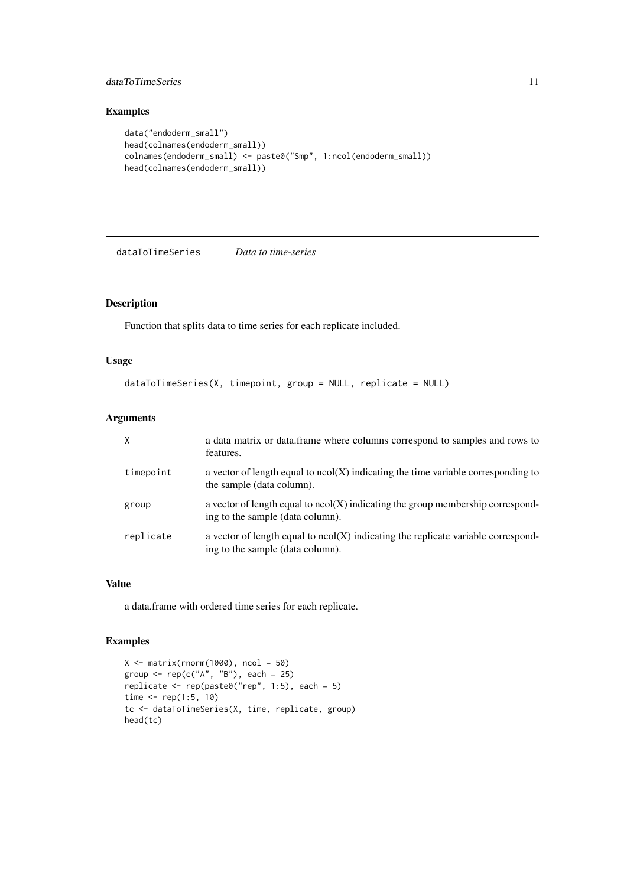## Examples

```
data("endoderm_small")
head(colnames(endoderm_small))
colnames(endoderm_small) <- paste0("Smp", 1:ncol(endoderm_small))
head(colnames(endoderm_small))
```

---

## dataToTimeSeries *Data to time-series*

### Description

Function that splits data to time series for each replicate included.

### Usage

```
dataToTimeSeries(X, timepoint, group = NULL, replicate = NULL)
```

### Arguments

| | |
|---|---|
| X | a data matrix or data.frame where columns correspond to samples and rows to features. |
| timepoint | a vector of length equal to ncol(X) indicating the time variable corresponding to the sample (data column). |
| group | a vector of length equal to ncol(X) indicating the group membership corresponding to the sample (data column). |
| replicate | a vector of length equal to ncol(X) indicating the replicate variable corresponding to the sample (data column). |

### Value

a data.frame with ordered time series for each replicate.

### Examples

```
X <- matrix(rnorm(1000), ncol = 50)
group <- rep(c("A", "B"), each = 25)
replicate <- rep(paste0("rep", 1:5), each = 5)
time <- rep(1:5, 10)
tc <- dataToTimeSeries(X, time, replicate, group)
head(tc)
```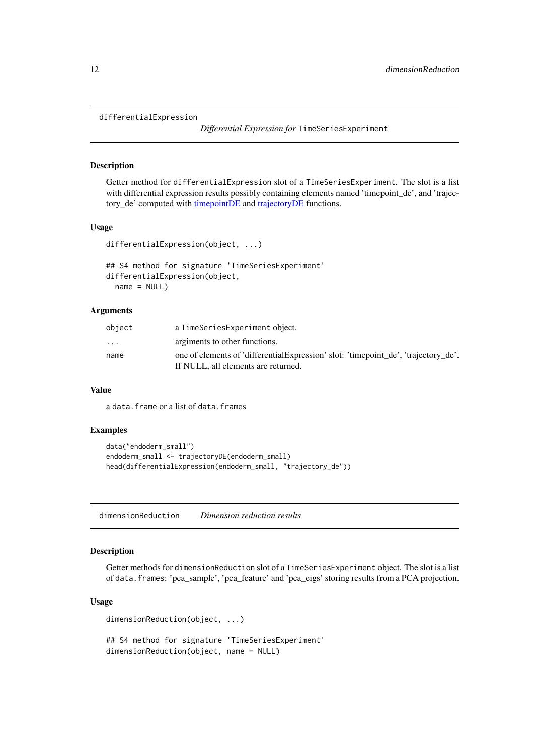## differentialExpression

*Differential Expression for* `TimeSeriesExperiment`

### Description

Getter method for `differentialExpression` slot of a `TimeSeriesExperiment`. The slot is a list with differential expression results possibly containing elements named 'timepoint_de', and 'trajectory_de' computed with timepointDE and trajectoryDE functions.

### Usage

```
differentialExpression(object, ...)

## S4 method for signature 'TimeSeriesExperiment'
differentialExpression(object,
  name = NULL)
```

### Arguments

| | |
|---|---|
| `object` | a `TimeSeriesExperiment` object. |
| `...` | argiments to other functions. |
| `name` | one of elements of 'differentialExpression' slot: 'timepoint_de', 'trajectory_de'. If NULL, all elements are returned. |

### Value

a `data.frame` or a list of `data.frames`

### Examples

```
data("endoderm_small")
endoderm_small <- trajectoryDE(endoderm_small)
head(differentialExpression(endoderm_small, "trajectory_de"))
```

## dimensionReduction

*Dimension reduction results*

### Description

Getter methods for `dimensionReduction` slot of a `TimeSeriesExperiment` object. The slot is a list of `data.frames`: 'pca_sample', 'pca_feature' and 'pca_eigs' storing results from a PCA projection.

### Usage

```
dimensionReduction(object, ...)

## S4 method for signature 'TimeSeriesExperiment'
dimensionReduction(object, name = NULL)
```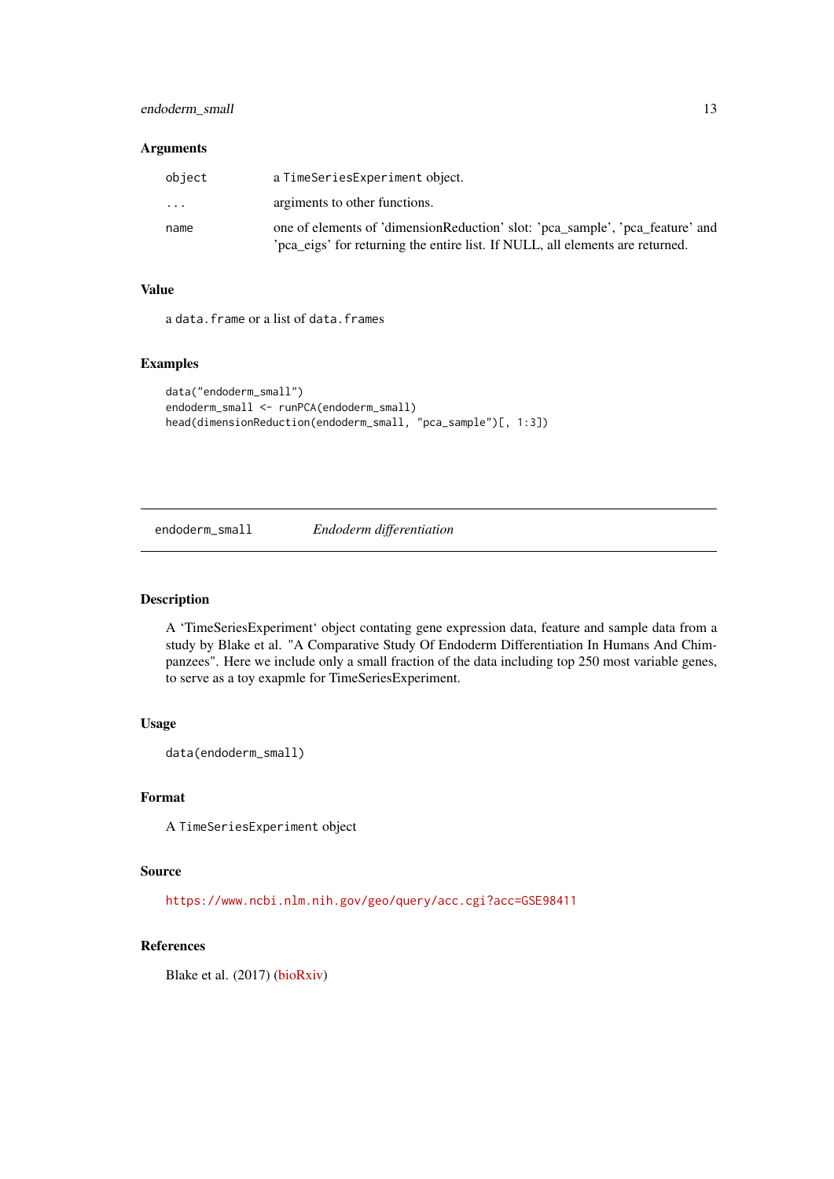### Arguments

| | |
|---|---|
| object | a TimeSeriesExperiment object. |
| ... | argiments to other functions. |
| name | one of elements of 'dimensionReduction' slot: 'pca_sample', 'pca_feature' and 'pca_eigs' for returning the entire list. If NULL, all elements are returned. |

### Value

a data.frame or a list of data.frames

### Examples

```
data("endoderm_small")
endoderm_small <- runPCA(endoderm_small)
head(dimensionReduction(endoderm_small, "pca_sample")[, 1:3])
```

---

## endoderm_small    *Endoderm differentiation*

---

### Description

A 'TimeSeriesExperiment' object contating gene expression data, feature and sample data from a study by Blake et al. "A Comparative Study Of Endoderm Differentiation In Humans And Chimpanzees". Here we include only a small fraction of the data including top 250 most variable genes, to serve as a toy exapmle for TimeSeriesExperiment.

### Usage

```
data(endoderm_small)
```

### Format

A TimeSeriesExperiment object

### Source

https://www.ncbi.nlm.nih.gov/geo/query/acc.cgi?acc=GSE98411

### References

Blake et al. (2017) (bioRxiv)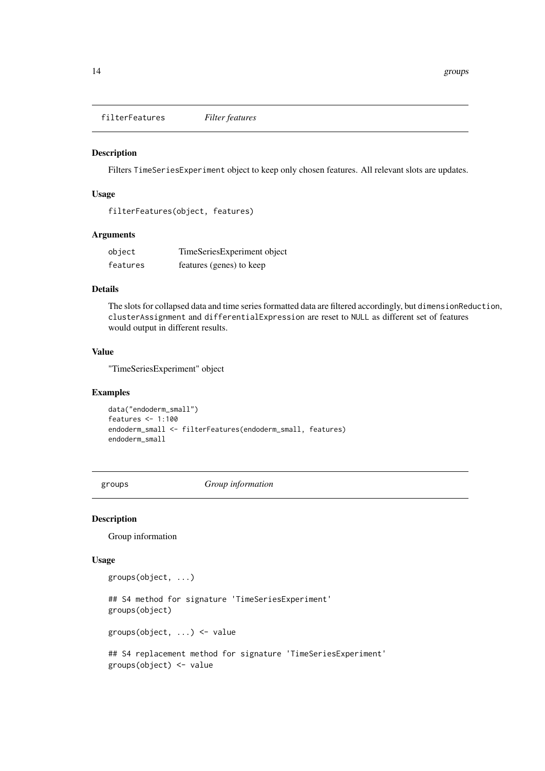## filterFeatures *Filter features*

### Description

Filters TimeSeriesExperiment object to keep only chosen features. All relevant slots are updates.

### Usage

```
filterFeatures(object, features)
```

### Arguments

| | |
|---|---|
| object | TimeSeriesExperiment object |
| features | features (genes) to keep |

### Details

The slots for collapsed data and time series formatted data are filtered accordingly, but dimensionReduction, clusterAssignment and differentialExpression are reset to NULL as different set of features would output in different results.

### Value

"TimeSeriesExperiment" object

### Examples

```
data("endoderm_small")
features <- 1:100
endoderm_small <- filterFeatures(endoderm_small, features)
endoderm_small
```

## groups *Group information*

### Description

Group information

### Usage

```
groups(object, ...)

## S4 method for signature 'TimeSeriesExperiment'
groups(object)

groups(object, ...) <- value

## S4 replacement method for signature 'TimeSeriesExperiment'
groups(object) <- value
```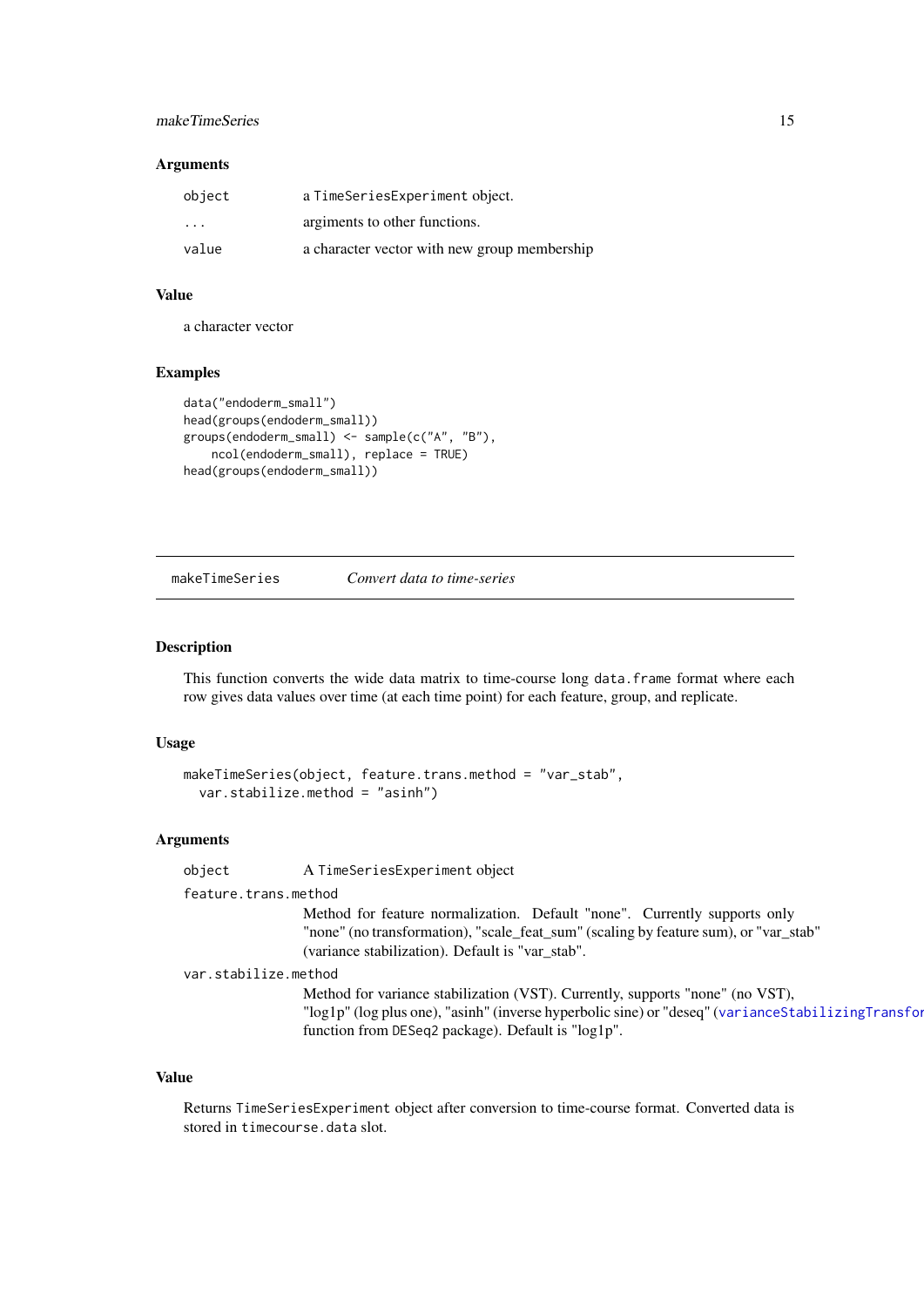## Arguments

| | |
|---|---|
| `object` | a `TimeSeriesExperiment` object. |
| `...` | argiments to other functions. |
| `value` | a character vector with new group membership |

## Value

a character vector

## Examples

```
data("endoderm_small")
head(groups(endoderm_small))
groups(endoderm_small) <- sample(c("A", "B"),
    ncol(endoderm_small), replace = TRUE)
head(groups(endoderm_small))
```

---

# makeTimeSeries — *Convert data to time-series*

---

## Description

This function converts the wide data matrix to time-course long `data.frame` format where each row gives data values over time (at each time point) for each feature, group, and replicate.

## Usage

```
makeTimeSeries(object, feature.trans.method = "var_stab",
  var.stabilize.method = "asinh")
```

## Arguments

`object`
: A `TimeSeriesExperiment` object

`feature.trans.method`
: Method for feature normalization. Default "none". Currently supports only "none" (no transformation), "scale_feat_sum" (scaling by feature sum), or "var_stab" (variance stabilization). Default is "var_stab".

`var.stabilize.method`
: Method for variance stabilization (VST). Currently, supports "none" (no VST), "log1p" (log plus one), "asinh" (inverse hyperbolic sine) or "deseq" (varianceStabilizingTransformation function from `DESeq2` package). Default is "log1p".

## Value

Returns `TimeSeriesExperiment` object after conversion to time-course format. Converted data is stored in `timecourse.data` slot.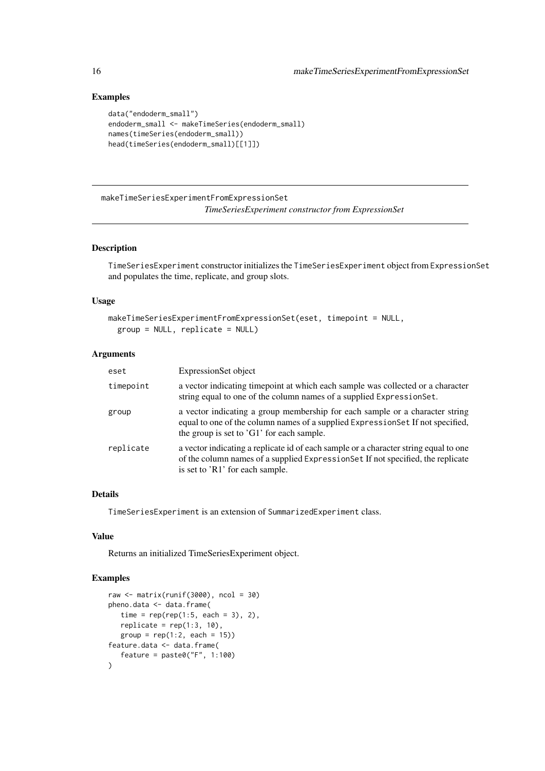## Examples

```
data("endoderm_small")
endoderm_small <- makeTimeSeries(endoderm_small)
names(timeSeries(endoderm_small))
head(timeSeries(endoderm_small)[[1]])
```

---

# makeTimeSeriesExperimentFromExpressionSet

*TimeSeriesExperiment constructor from ExpressionSet*

---

## Description

TimeSeriesExperiment constructor initializes the TimeSeriesExperiment object from ExpressionSet and populates the time, replicate, and group slots.

## Usage

```
makeTimeSeriesExperimentFromExpressionSet(eset, timepoint = NULL,
  group = NULL, replicate = NULL)
```

## Arguments

| | |
|---|---|
| eset | ExpressionSet object |
| timepoint | a vector indicating timepoint at which each sample was collected or a character string equal to one of the column names of a supplied ExpressionSet. |
| group | a vector indicating a group membership for each sample or a character string equal to one of the column names of a supplied ExpressionSet If not specified, the group is set to 'G1' for each sample. |
| replicate | a vector indicating a replicate id of each sample or a character string equal to one of the column names of a supplied ExpressionSet If not specified, the replicate is set to 'R1' for each sample. |

## Details

TimeSeriesExperiment is an extension of SummarizedExperiment class.

## Value

Returns an initialized TimeSeriesExperiment object.

## Examples

```
raw <- matrix(runif(3000), ncol = 30)
pheno.data <- data.frame(
   time = rep(rep(1:5, each = 3), 2),
   replicate = rep(1:3, 10),
   group = rep(1:2, each = 15))
feature.data <- data.frame(
   feature = paste0("F", 1:100)
)
```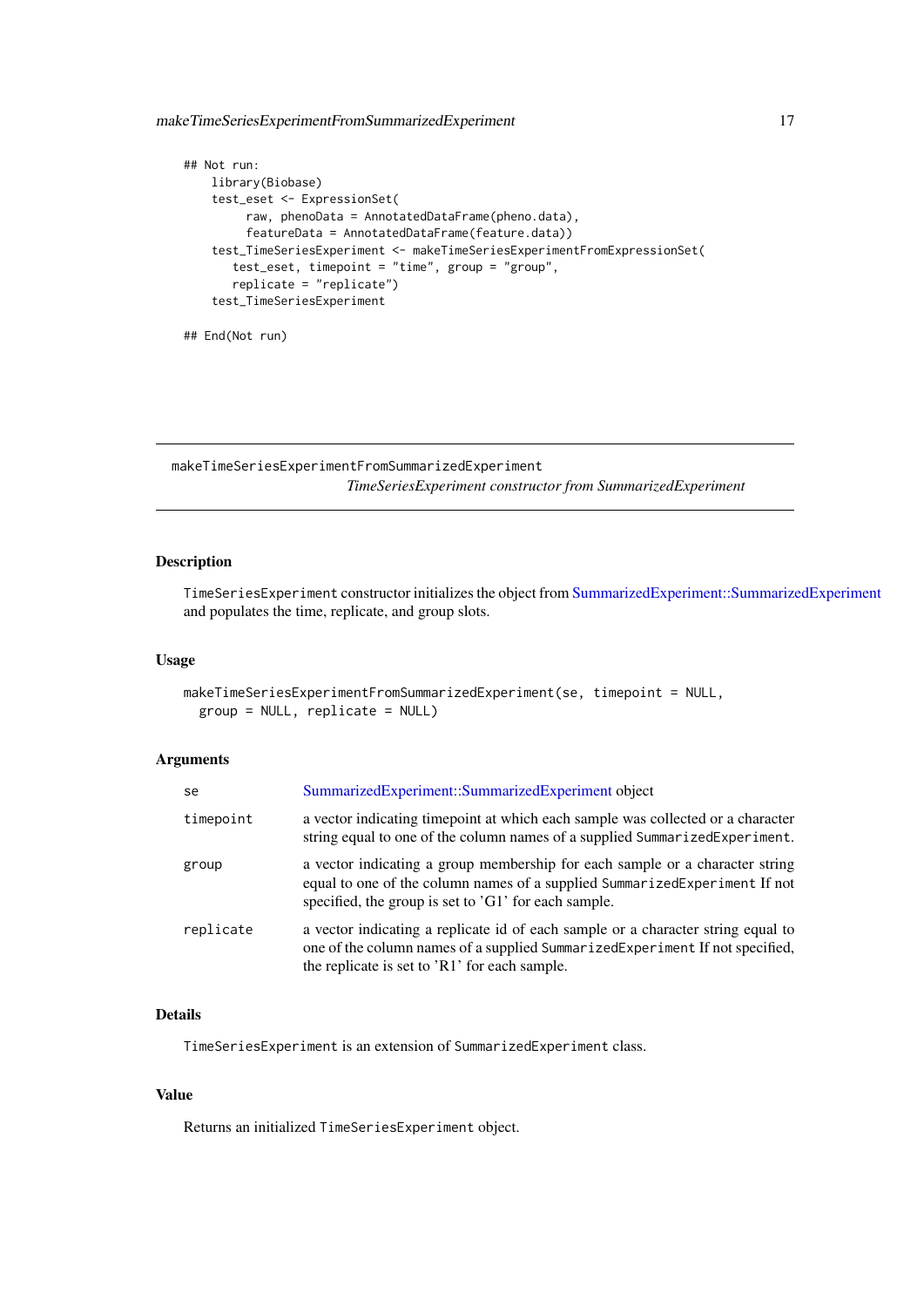```
## Not run:
    library(Biobase)
    test_eset <- ExpressionSet(
         raw, phenoData = AnnotatedDataFrame(pheno.data),
         featureData = AnnotatedDataFrame(feature.data))
    test_TimeSeriesExperiment <- makeTimeSeriesExperimentFromExpressionSet(
       test_eset, timepoint = "time", group = "group",
       replicate = "replicate")
    test_TimeSeriesExperiment

## End(Not run)
```

## makeTimeSeriesExperimentFromSummarizedExperiment

*TimeSeriesExperiment constructor from SummarizedExperiment*

### Description

`TimeSeriesExperiment` constructor initializes the object from SummarizedExperiment::SummarizedExperiment and populates the time, replicate, and group slots.

### Usage

```
makeTimeSeriesExperimentFromSummarizedExperiment(se, timepoint = NULL,
  group = NULL, replicate = NULL)
```

### Arguments

| | |
|---|---|
| `se` | SummarizedExperiment::SummarizedExperiment object |
| `timepoint` | a vector indicating timepoint at which each sample was collected or a character string equal to one of the column names of a supplied `SummarizedExperiment`. |
| `group` | a vector indicating a group membership for each sample or a character string equal to one of the column names of a supplied `SummarizedExperiment` If not specified, the group is set to 'G1' for each sample. |
| `replicate` | a vector indicating a replicate id of each sample or a character string equal to one of the column names of a supplied `SummarizedExperiment` If not specified, the replicate is set to 'R1' for each sample. |

### Details

`TimeSeriesExperiment` is an extension of `SummarizedExperiment` class.

### Value

Returns an initialized `TimeSeriesExperiment` object.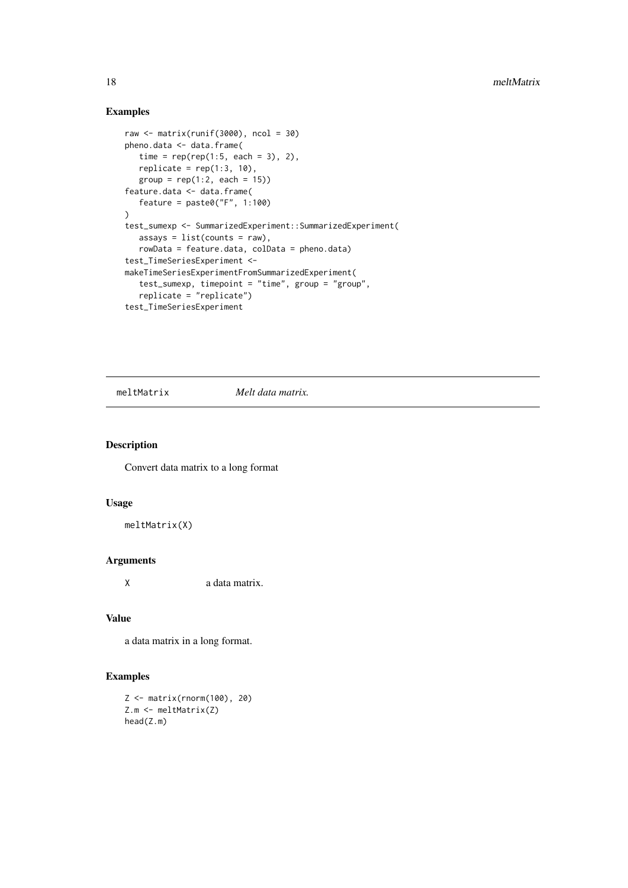## Examples

```
raw <- matrix(runif(3000), ncol = 30)
pheno.data <- data.frame(
   time = rep(rep(1:5, each = 3), 2),
   replicate = rep(1:3, 10),
   group = rep(1:2, each = 15))
feature.data <- data.frame(
   feature = paste0("F", 1:100)
)
test_sumexp <- SummarizedExperiment::SummarizedExperiment(
   assays = list(counts = raw),
   rowData = feature.data, colData = pheno.data)
test_TimeSeriesExperiment <-
makeTimeSeriesExperimentFromSummarizedExperiment(
   test_sumexp, timepoint = "time", group = "group",
   replicate = "replicate")
test_TimeSeriesExperiment
```

---

# meltMatrix    *Melt data matrix.*

---

## Description

Convert data matrix to a long format

## Usage

```
meltMatrix(X)
```

## Arguments

| | |
|---|---|
| X | a data matrix. |

## Value

a data matrix in a long format.

## Examples

```
Z <- matrix(rnorm(100), 20)
Z.m <- meltMatrix(Z)
head(Z.m)
```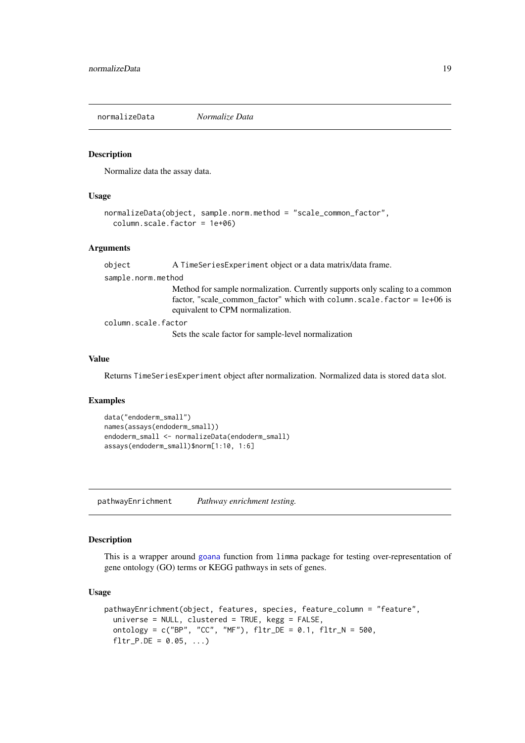## normalizeData *Normalize Data*

### Description

Normalize data the assay data.

### Usage

```
normalizeData(object, sample.norm.method = "scale_common_factor",
  column.scale.factor = 1e+06)
```

### Arguments

`object` A TimeSeriesExperiment object or a data matrix/data frame.

`sample.norm.method`
Method for sample normalization. Currently supports only scaling to a common factor, "scale_common_factor" which with `column.scale.factor = 1e+06` is equivalent to CPM normalization.

`column.scale.factor`
Sets the scale factor for sample-level normalization

### Value

Returns TimeSeriesExperiment object after normalization. Normalized data is stored data slot.

### Examples

```
data("endoderm_small")
names(assays(endoderm_small))
endoderm_small <- normalizeData(endoderm_small)
assays(endoderm_small)$norm[1:10, 1:6]
```

## pathwayEnrichment *Pathway enrichment testing.*

### Description

This is a wrapper around goana function from limma package for testing over-representation of gene ontology (GO) terms or KEGG pathways in sets of genes.

### Usage

```
pathwayEnrichment(object, features, species, feature_column = "feature",
  universe = NULL, clustered = TRUE, kegg = FALSE,
  ontology = c("BP", "CC", "MF"), fltr_DE = 0.1, fltr_N = 500,
  fltr_P.DE = 0.05, ...)
```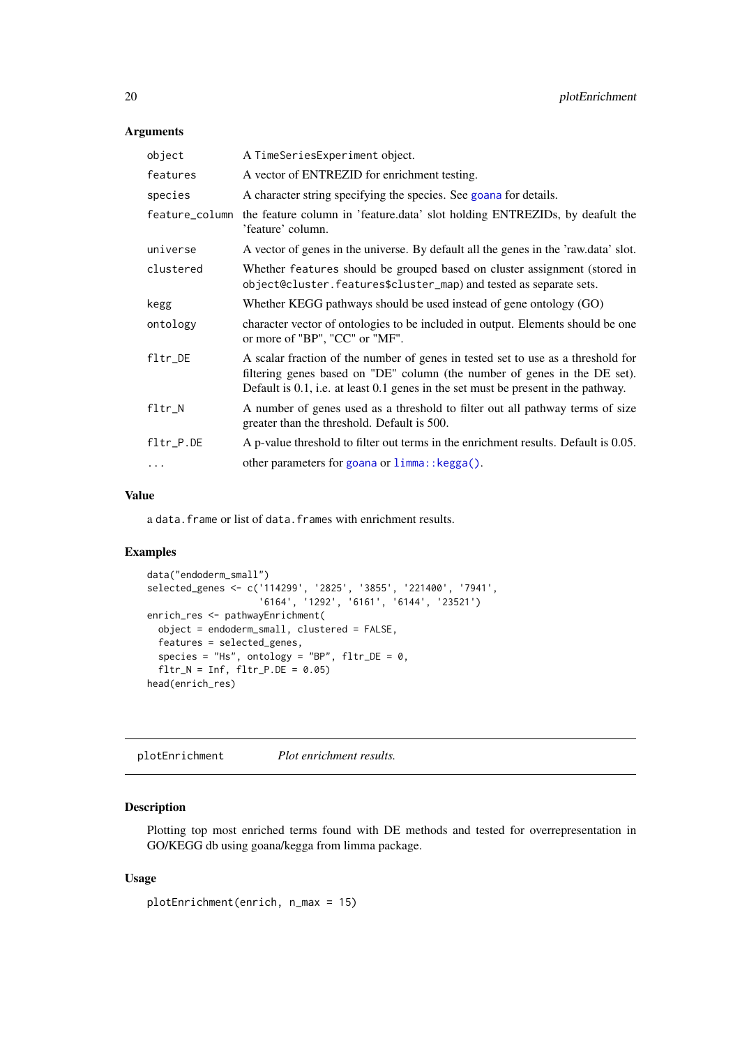### Arguments

| | |
|---|---|
| `object` | A `TimeSeriesExperiment` object. |
| `features` | A vector of ENTREZID for enrichment testing. |
| `species` | A character string specifying the species. See `goana` for details. |
| `feature_column` | the feature column in 'feature.data' slot holding ENTREZIDs, by deafult the 'feature' column. |
| `universe` | A vector of genes in the universe. By default all the genes in the 'raw.data' slot. |
| `clustered` | Whether `features` should be grouped based on cluster assignment (stored in `object@cluster.features$cluster_map`) and tested as separate sets. |
| `kegg` | Whether KEGG pathways should be used instead of gene ontology (GO) |
| `ontology` | character vector of ontologies to be included in output. Elements should be one or more of "BP", "CC" or "MF". |
| `fltr_DE` | A scalar fraction of the number of genes in tested set to use as a threshold for filtering genes based on "DE" column (the number of genes in the DE set). Default is 0.1, i.e. at least 0.1 genes in the set must be present in the pathway. |
| `fltr_N` | A number of genes used as a threshold to filter out all pathway terms of size greater than the threshold. Default is 500. |
| `fltr_P.DE` | A p-value threshold to filter out terms in the enrichment results. Default is 0.05. |
| `...` | other parameters for `goana` or `limma::kegga()`. |

### Value

a `data.frame` or list of `data.frames` with enrichment results.

### Examples

```
data("endoderm_small")
selected_genes <- c('114299', '2825', '3855', '221400', '7941',
                    '6164', '1292', '6161', '6144', '23521')
enrich_res <- pathwayEnrichment(
  object = endoderm_small, clustered = FALSE,
  features = selected_genes,
  species = "Hs", ontology = "BP", fltr_DE = 0,
  fltr_N = Inf, fltr_P.DE = 0.05)
head(enrich_res)
```

---

## plotEnrichment *Plot enrichment results.*

---

### Description

Plotting top most enriched terms found with DE methods and tested for overrepresentation in GO/KEGG db using goana/kegga from limma package.

### Usage

```
plotEnrichment(enrich, n_max = 15)
```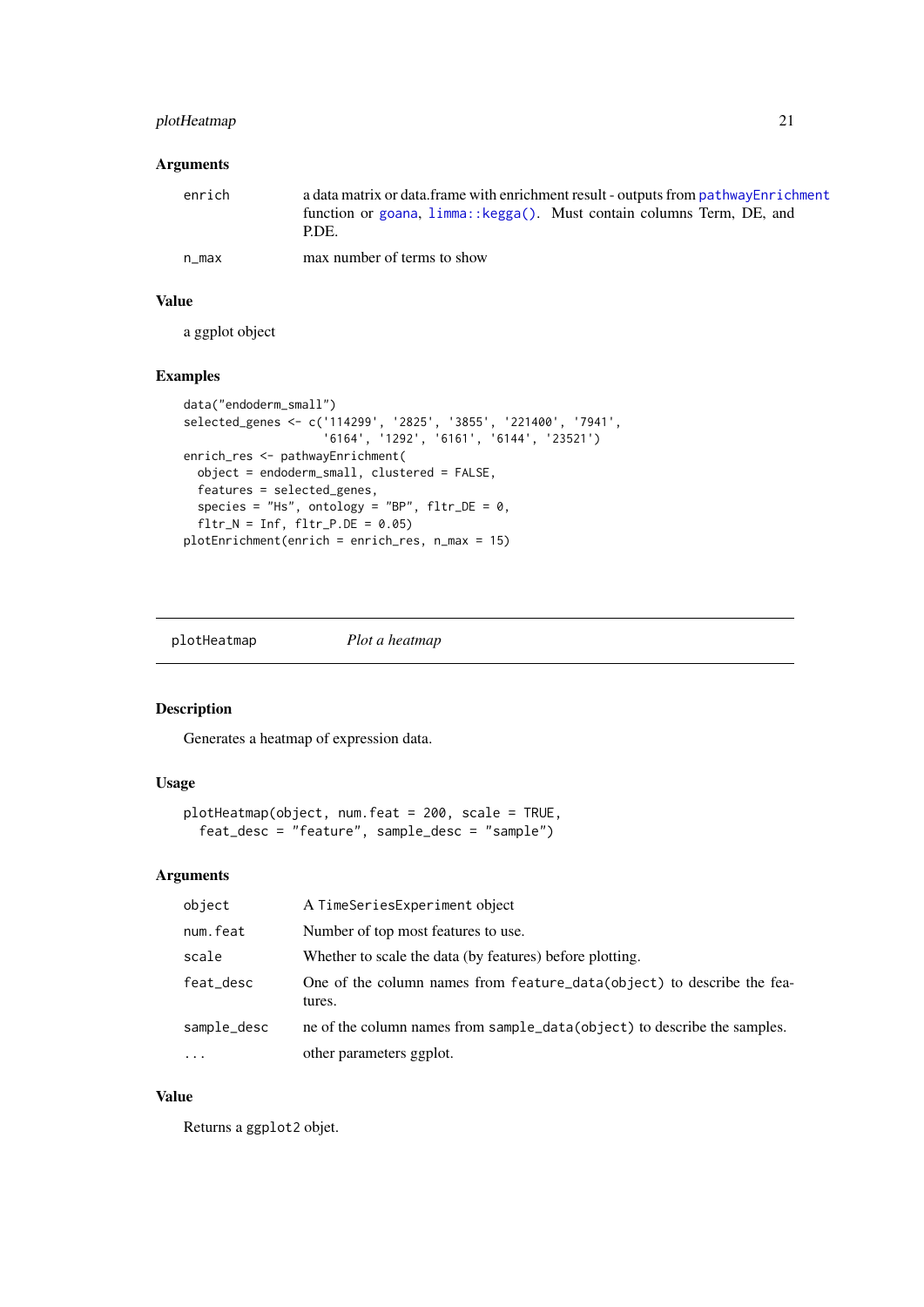### Arguments

| | |
|---|---|
| enrich | a data matrix or data.frame with enrichment result - outputs from pathwayEnrichment function or goana, limma::kegga(). Must contain columns Term, DE, and P.DE. |
| n_max | max number of terms to show |

### Value

a ggplot object

### Examples

```
data("endoderm_small")
selected_genes <- c('114299', '2825', '3855', '221400', '7941',
                    '6164', '1292', '6161', '6144', '23521')
enrich_res <- pathwayEnrichment(
  object = endoderm_small, clustered = FALSE,
  features = selected_genes,
  species = "Hs", ontology = "BP", fltr_DE = 0,
  fltr_N = Inf, fltr_P.DE = 0.05)
plotEnrichment(enrich = enrich_res, n_max = 15)
```

---

## plotHeatmap    *Plot a heatmap*

---

### Description

Generates a heatmap of expression data.

### Usage

```
plotHeatmap(object, num.feat = 200, scale = TRUE,
  feat_desc = "feature", sample_desc = "sample")
```

### Arguments

| | |
|---|---|
| object | A TimeSeriesExperiment object |
| num.feat | Number of top most features to use. |
| scale | Whether to scale the data (by features) before plotting. |
| feat_desc | One of the column names from feature_data(object) to describe the features. |
| sample_desc | ne of the column names from sample_data(object) to describe the samples. |
| ... | other parameters ggplot. |

### Value

Returns a ggplot2 objet.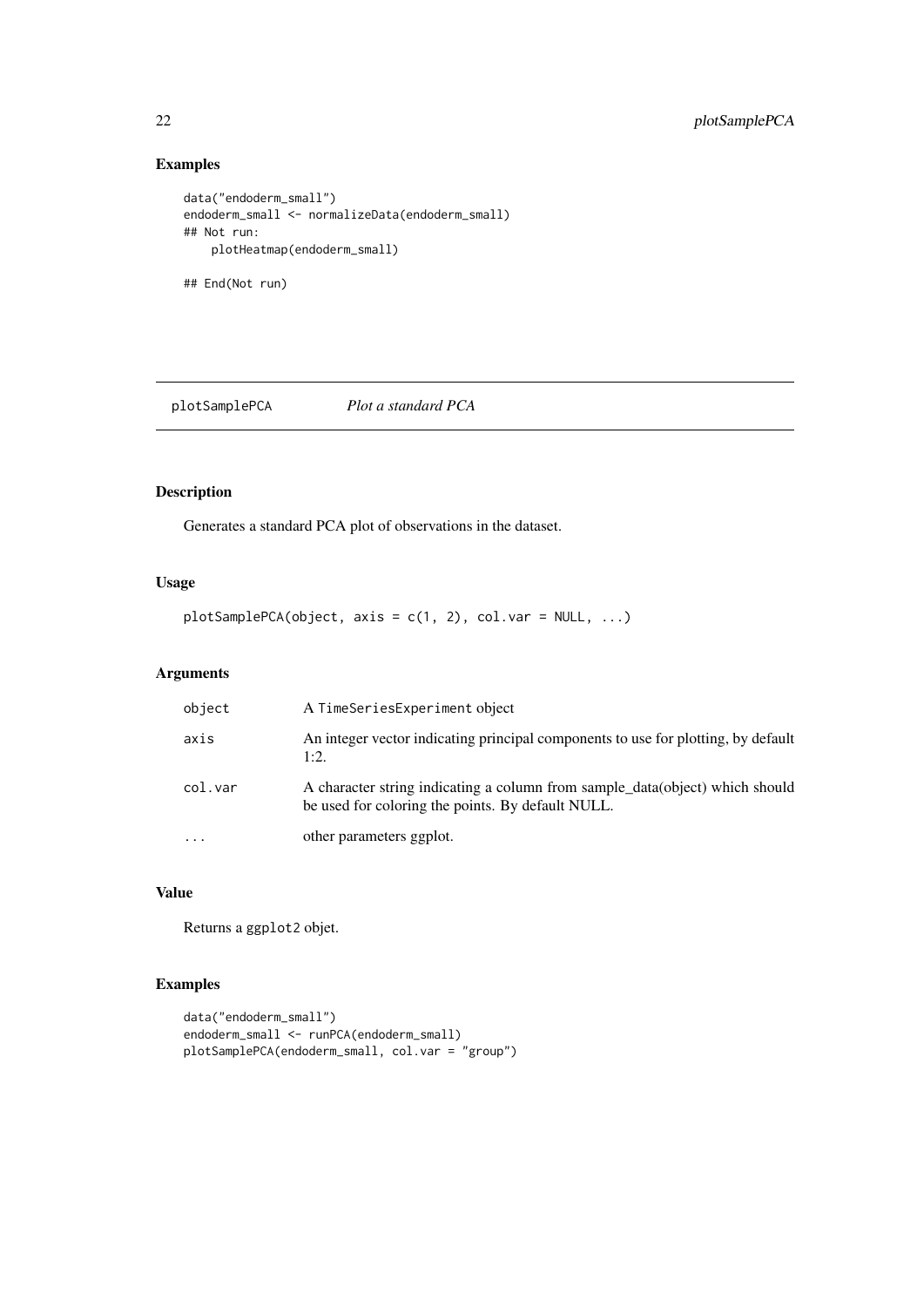## Examples

```
data("endoderm_small")
endoderm_small <- normalizeData(endoderm_small)
## Not run:
    plotHeatmap(endoderm_small)

## End(Not run)
```

---

`plotSamplePCA` *Plot a standard PCA*

---

## Description

Generates a standard PCA plot of observations in the dataset.

## Usage

```
plotSamplePCA(object, axis = c(1, 2), col.var = NULL, ...)
```

## Arguments

| | |
|---|---|
| `object` | A `TimeSeriesExperiment` object |
| `axis` | An integer vector indicating principal components to use for plotting, by default 1:2. |
| `col.var` | A character string indicating a column from sample_data(object) which should be used for coloring the points. By default NULL. |
| `...` | other parameters ggplot. |

## Value

Returns a `ggplot2` objet.

## Examples

```
data("endoderm_small")
endoderm_small <- runPCA(endoderm_small)
plotSamplePCA(endoderm_small, col.var = "group")
```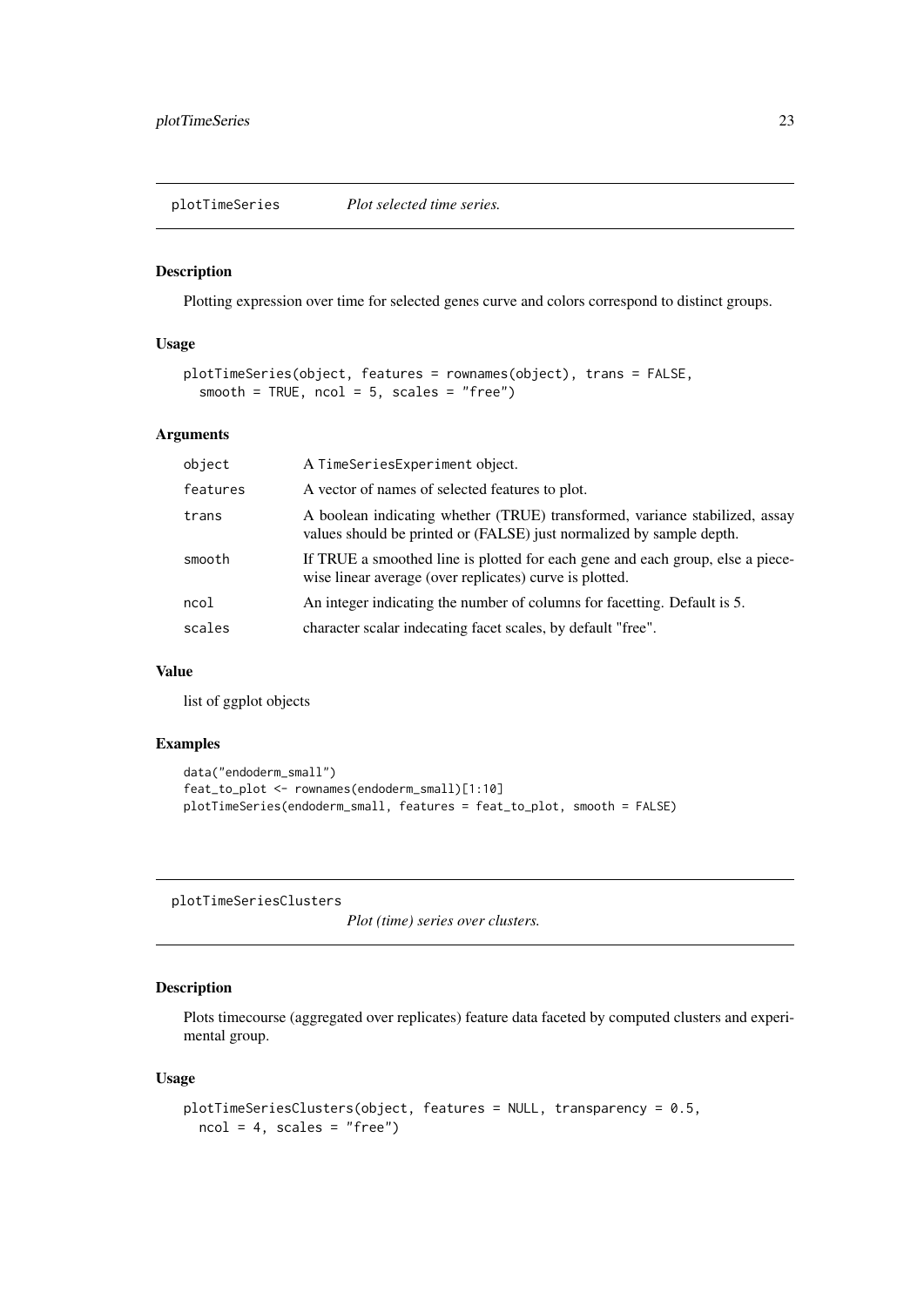## plotTimeSeries    *Plot selected time series.*

### Description

Plotting expression over time for selected genes curve and colors correspond to distinct groups.

### Usage

```
plotTimeSeries(object, features = rownames(object), trans = FALSE,
  smooth = TRUE, ncol = 5, scales = "free")
```

### Arguments

| | |
|---|---|
| object | A TimeSeriesExperiment object. |
| features | A vector of names of selected features to plot. |
| trans | A boolean indicating whether (TRUE) transformed, variance stabilized, assay values should be printed or (FALSE) just normalized by sample depth. |
| smooth | If TRUE a smoothed line is plotted for each gene and each group, else a piece-wise linear average (over replicates) curve is plotted. |
| ncol | An integer indicating the number of columns for facetting. Default is 5. |
| scales | character scalar indecating facet scales, by default "free". |

### Value

list of ggplot objects

### Examples

```
data("endoderm_small")
feat_to_plot <- rownames(endoderm_small)[1:10]
plotTimeSeries(endoderm_small, features = feat_to_plot, smooth = FALSE)
```

## plotTimeSeriesClusters    *Plot (time) series over clusters.*

### Description

Plots timecourse (aggregated over replicates) feature data faceted by computed clusters and experimental group.

### Usage

```
plotTimeSeriesClusters(object, features = NULL, transparency = 0.5,
  ncol = 4, scales = "free")
```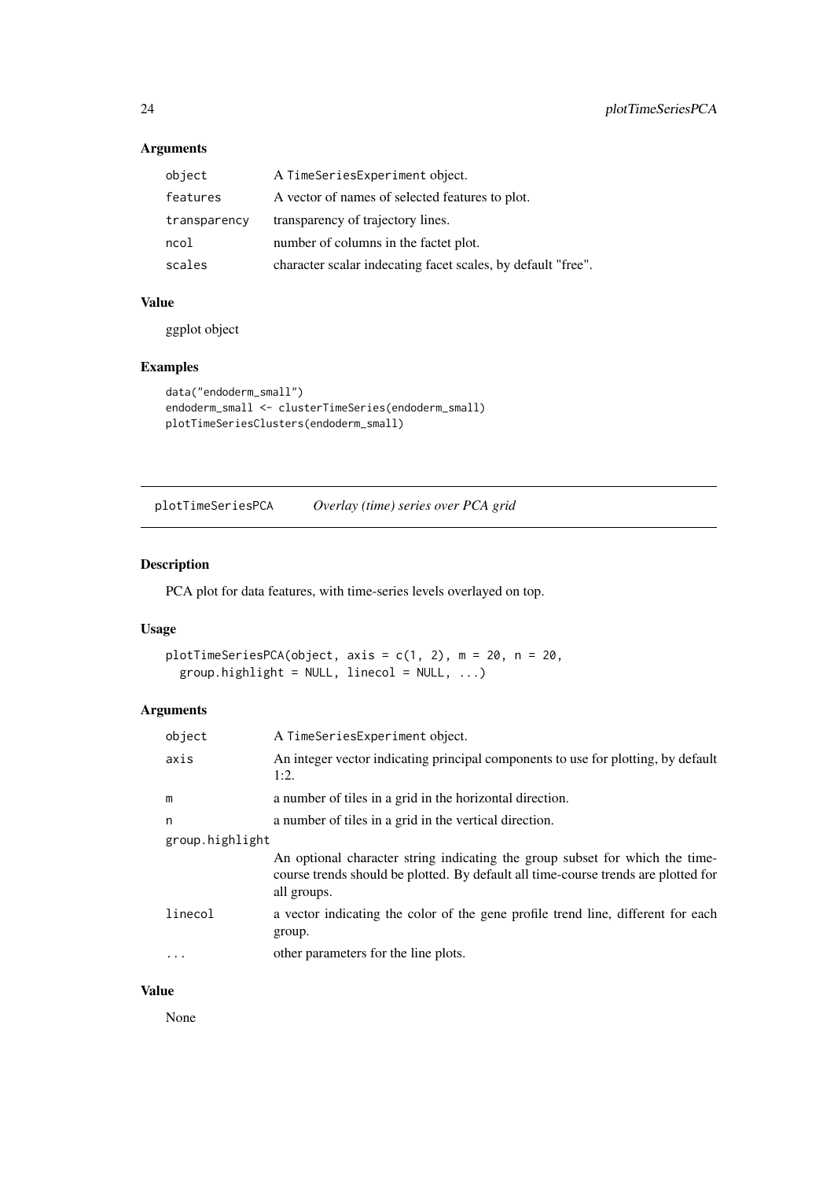## Arguments

| | |
|---|---|
| object | A TimeSeriesExperiment object. |
| features | A vector of names of selected features to plot. |
| transparency | transparency of trajectory lines. |
| ncol | number of columns in the factet plot. |
| scales | character scalar indecating facet scales, by default "free". |

## Value

ggplot object

## Examples

```
data("endoderm_small")
endoderm_small <- clusterTimeSeries(endoderm_small)
plotTimeSeriesClusters(endoderm_small)
```

---

# plotTimeSeriesPCA &nbsp;&nbsp;&nbsp; *Overlay (time) series over PCA grid*

---

## Description

PCA plot for data features, with time-series levels overlayed on top.

## Usage

```
plotTimeSeriesPCA(object, axis = c(1, 2), m = 20, n = 20,
  group.highlight = NULL, linecol = NULL, ...)
```

## Arguments

| | |
|---|---|
| object | A TimeSeriesExperiment object. |
| axis | An integer vector indicating principal components to use for plotting, by default 1:2. |
| m | a number of tiles in a grid in the horizontal direction. |
| n | a number of tiles in a grid in the vertical direction. |
| group.highlight | An optional character string indicating the group subset for which the time-course trends should be plotted. By default all time-course trends are plotted for all groups. |
| linecol | a vector indicating the color of the gene profile trend line, different for each group. |
| ... | other parameters for the line plots. |

## Value

None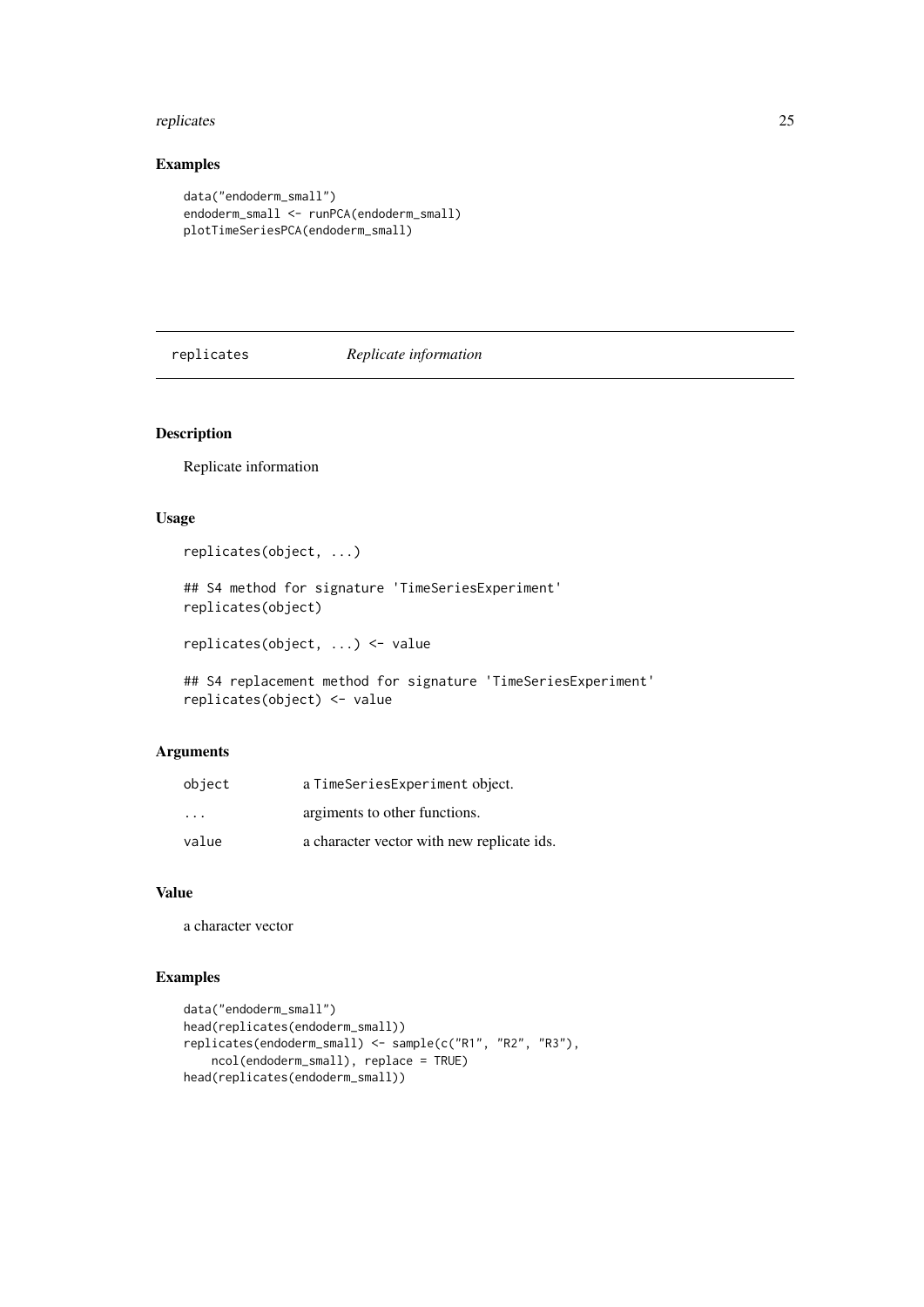### Examples

```
data("endoderm_small")
endoderm_small <- runPCA(endoderm_small)
plotTimeSeriesPCA(endoderm_small)
```

---

## replicates &nbsp;&nbsp;&nbsp;&nbsp; *Replicate information*

---

### Description

Replicate information

### Usage

```
replicates(object, ...)

## S4 method for signature 'TimeSeriesExperiment'
replicates(object)

replicates(object, ...) <- value

## S4 replacement method for signature 'TimeSeriesExperiment'
replicates(object) <- value
```

### Arguments

| | |
|---|---|
| object | a TimeSeriesExperiment object. |
| ... | argiments to other functions. |
| value | a character vector with new replicate ids. |

### Value

a character vector

### Examples

```
data("endoderm_small")
head(replicates(endoderm_small))
replicates(endoderm_small) <- sample(c("R1", "R2", "R3"),
    ncol(endoderm_small), replace = TRUE)
head(replicates(endoderm_small))
```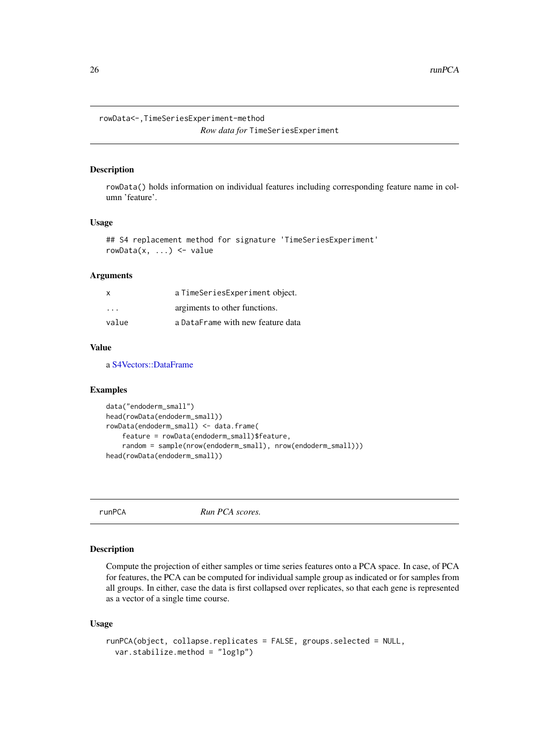## rowData<-,TimeSeriesExperiment-method

*Row data for* `TimeSeriesExperiment`

### Description

`rowData()` holds information on individual features including corresponding feature name in column 'feature'.

### Usage

```
## S4 replacement method for signature 'TimeSeriesExperiment'
rowData(x, ...) <- value
```

### Arguments

| | |
|---|---|
| `x` | a `TimeSeriesExperiment` object. |
| `...` | argiments to other functions. |
| `value` | a `DataFrame` with new feature data |

### Value

a S4Vectors::DataFrame

### Examples

```
data("endoderm_small")
head(rowData(endoderm_small))
rowData(endoderm_small) <- data.frame(
    feature = rowData(endoderm_small)$feature,
    random = sample(nrow(endoderm_small), nrow(endoderm_small)))
head(rowData(endoderm_small))
```

## runPCA

*Run PCA scores.*

### Description

Compute the projection of either samples or time series features onto a PCA space. In case, of PCA for features, the PCA can be computed for individual sample group as indicated or for samples from all groups. In either, case the data is first collapsed over replicates, so that each gene is represented as a vector of a single time course.

### Usage

```
runPCA(object, collapse.replicates = FALSE, groups.selected = NULL,
  var.stabilize.method = "log1p")
```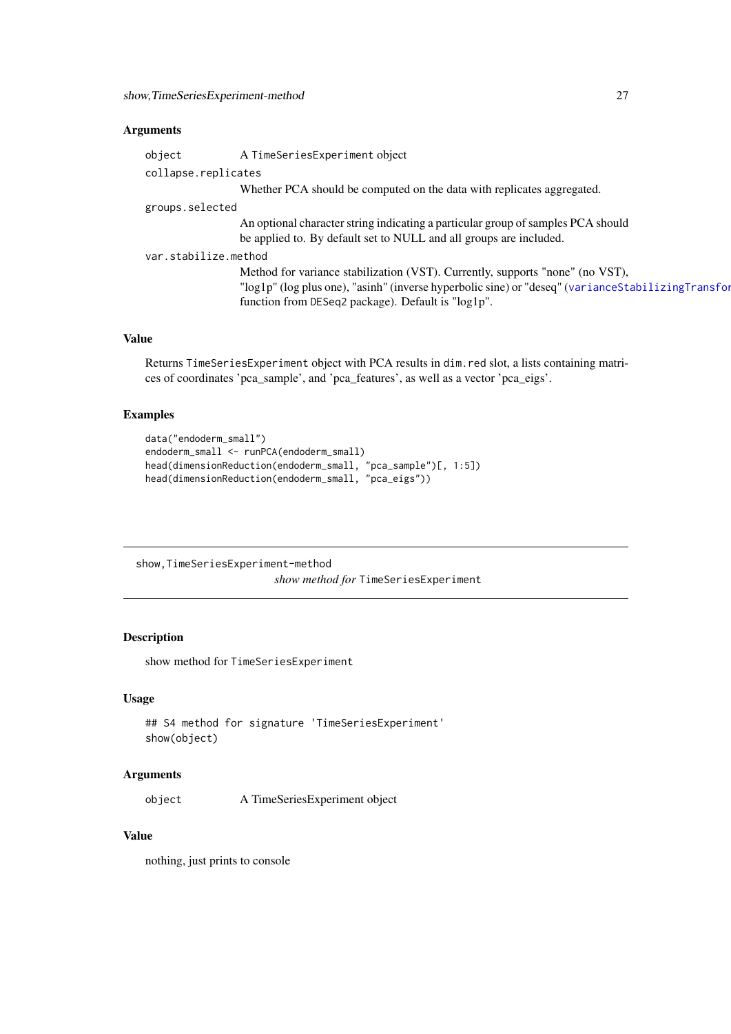### Arguments

`object` A TimeSeriesExperiment object

`collapse.replicates`
Whether PCA should be computed on the data with replicates aggregated.

`groups.selected`
An optional character string indicating a particular group of samples PCA should be applied to. By default set to NULL and all groups are included.

`var.stabilize.method`
Method for variance stabilization (VST). Currently, supports "none" (no VST), "log1p" (log plus one), "asinh" (inverse hyperbolic sine) or "deseq" (varianceStabilizingTransfor function from DESeq2 package). Default is "log1p".

### Value

Returns TimeSeriesExperiment object with PCA results in dim.red slot, a lists containing matrices of coordinates 'pca_sample', and 'pca_features', as well as a vector 'pca_eigs'.

### Examples

```
data("endoderm_small")
endoderm_small <- runPCA(endoderm_small)
head(dimensionReduction(endoderm_small, "pca_sample")[, 1:5])
head(dimensionReduction(endoderm_small, "pca_eigs"))
```

---

## show,TimeSeriesExperiment-method

*show method for* TimeSeriesExperiment

### Description

show method for TimeSeriesExperiment

### Usage

```
## S4 method for signature 'TimeSeriesExperiment'
show(object)
```

### Arguments

`object` A TimeSeriesExperiment object

### Value

nothing, just prints to console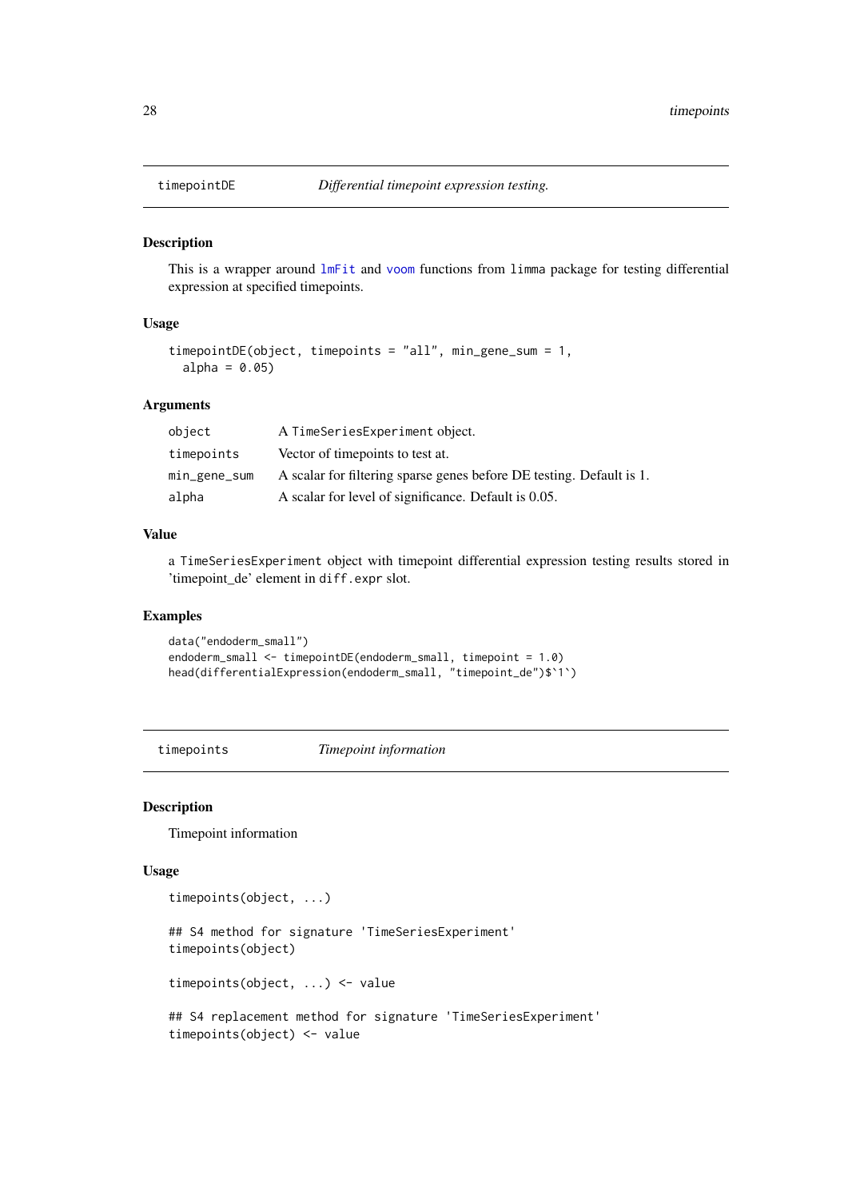## timepointDE — *Differential timepoint expression testing.*

### Description

This is a wrapper around lmFit and voom functions from limma package for testing differential expression at specified timepoints.

### Usage

```
timepointDE(object, timepoints = "all", min_gene_sum = 1,
  alpha = 0.05)
```

### Arguments

| | |
|---|---|
| object | A TimeSeriesExperiment object. |
| timepoints | Vector of timepoints to test at. |
| min_gene_sum | A scalar for filtering sparse genes before DE testing. Default is 1. |
| alpha | A scalar for level of significance. Default is 0.05. |

### Value

a TimeSeriesExperiment object with timepoint differential expression testing results stored in 'timepoint_de' element in diff.expr slot.

### Examples

```
data("endoderm_small")
endoderm_small <- timepointDE(endoderm_small, timepoint = 1.0)
head(differentialExpression(endoderm_small, "timepoint_de")$`1`)
```

## timepoints — *Timepoint information*

### Description

Timepoint information

### Usage

```
timepoints(object, ...)

## S4 method for signature 'TimeSeriesExperiment'
timepoints(object)

timepoints(object, ...) <- value

## S4 replacement method for signature 'TimeSeriesExperiment'
timepoints(object) <- value
```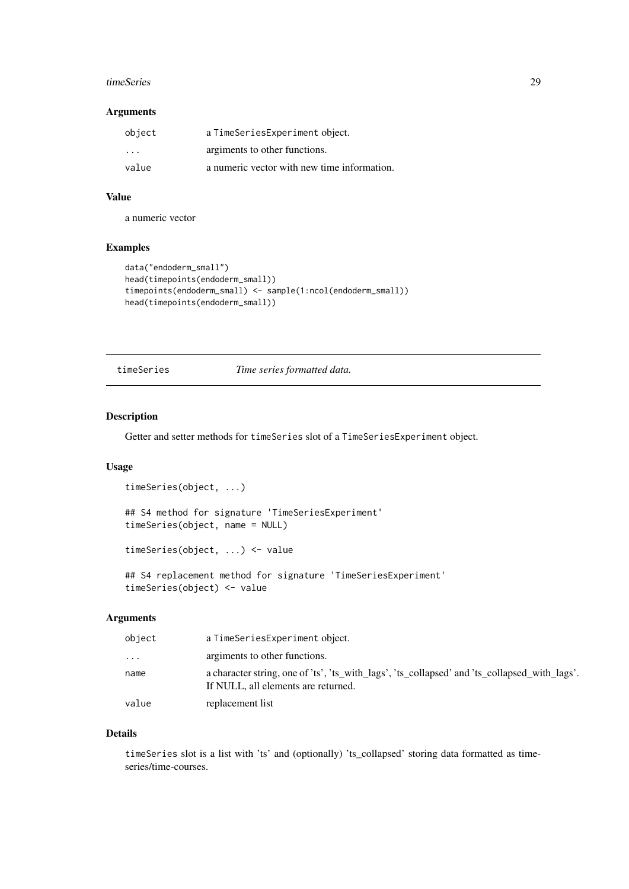### Arguments

| | |
|---|---|
| object | a TimeSeriesExperiment object. |
| ... | argiments to other functions. |
| value | a numeric vector with new time information. |

### Value

a numeric vector

### Examples

```
data("endoderm_small")
head(timepoints(endoderm_small))
timepoints(endoderm_small) <- sample(1:ncol(endoderm_small))
head(timepoints(endoderm_small))
```

---

## timeSeries    *Time series formatted data.*

---

### Description

Getter and setter methods for timeSeries slot of a TimeSeriesExperiment object.

### Usage

```
timeSeries(object, ...)

## S4 method for signature 'TimeSeriesExperiment'
timeSeries(object, name = NULL)

timeSeries(object, ...) <- value

## S4 replacement method for signature 'TimeSeriesExperiment'
timeSeries(object) <- value
```

### Arguments

| | |
|---|---|
| object | a TimeSeriesExperiment object. |
| ... | argiments to other functions. |
| name | a character string, one of 'ts', 'ts_with_lags', 'ts_collapsed' and 'ts_collapsed_with_lags'. If NULL, all elements are returned. |
| value | replacement list |

### Details

timeSeries slot is a list with 'ts' and (optionally) 'ts_collapsed' storing data formatted as time-series/time-courses.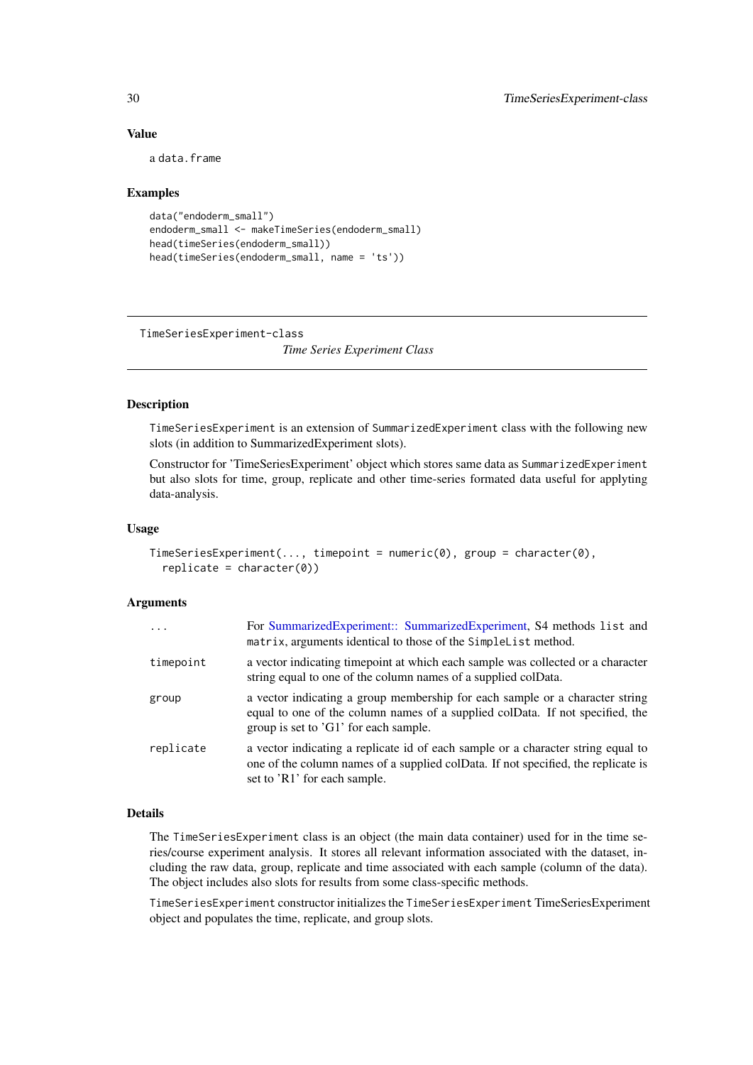### Value

a data.frame

### Examples

```
data("endoderm_small")
endoderm_small <- makeTimeSeries(endoderm_small)
head(timeSeries(endoderm_small))
head(timeSeries(endoderm_small, name = 'ts'))
```

---

## TimeSeriesExperiment-class

*Time Series Experiment Class*

---

### Description

TimeSeriesExperiment is an extension of SummarizedExperiment class with the following new slots (in addition to SummarizedExperiment slots).

Constructor for 'TimeSeriesExperiment' object which stores same data as SummarizedExperiment but also slots for time, group, replicate and other time-series formated data useful for applyting data-analysis.

### Usage

```
TimeSeriesExperiment(..., timepoint = numeric(0), group = character(0),
  replicate = character(0))
```

### Arguments

| | |
|---|---|
| ... | For SummarizedExperiment:: SummarizedExperiment, S4 methods list and matrix, arguments identical to those of the SimpleList method. |
| timepoint | a vector indicating timepoint at which each sample was collected or a character string equal to one of the column names of a supplied colData. |
| group | a vector indicating a group membership for each sample or a character string equal to one of the column names of a supplied colData. If not specified, the group is set to 'G1' for each sample. |
| replicate | a vector indicating a replicate id of each sample or a character string equal to one of the column names of a supplied colData. If not specified, the replicate is set to 'R1' for each sample. |

### Details

The TimeSeriesExperiment class is an object (the main data container) used for in the time series/course experiment analysis. It stores all relevant information associated with the dataset, including the raw data, group, replicate and time associated with each sample (column of the data). The object includes also slots for results from some class-specific methods.

TimeSeriesExperiment constructor initializes the TimeSeriesExperiment TimeSeriesExperiment object and populates the time, replicate, and group slots.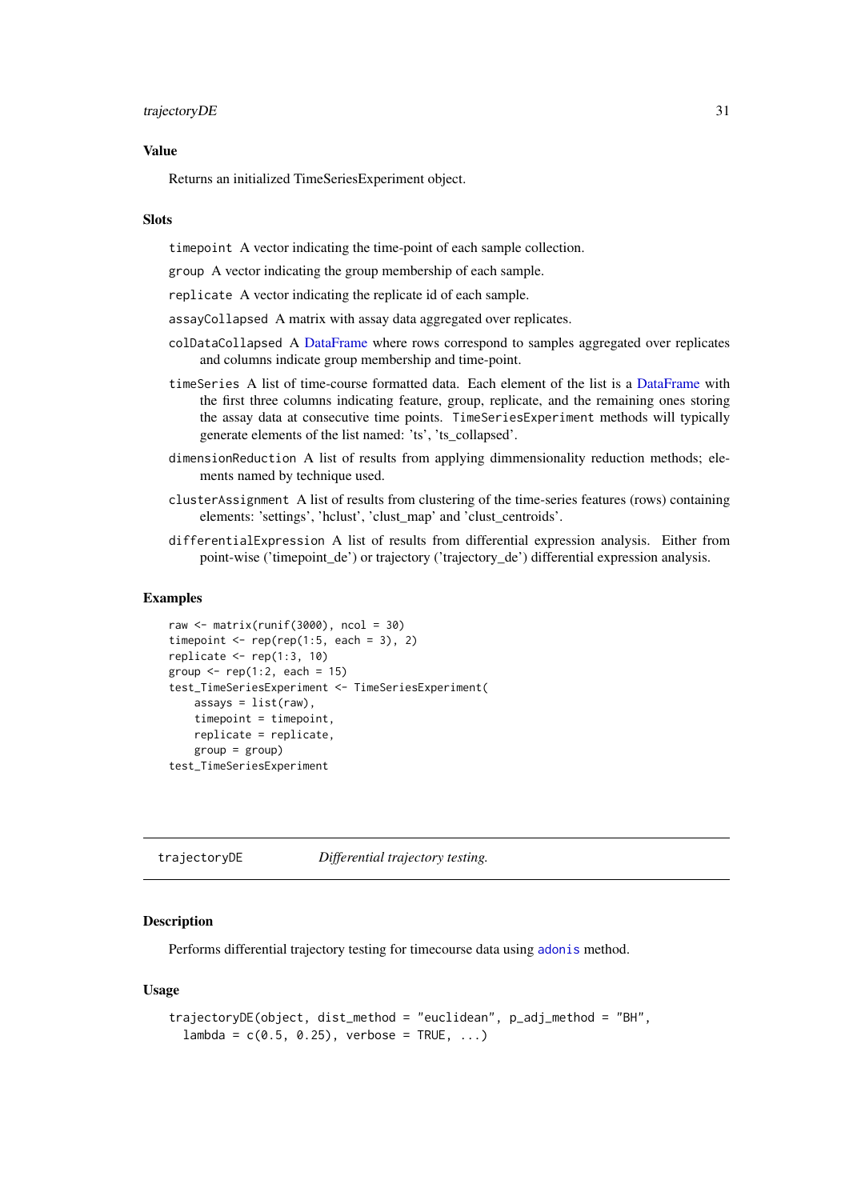### Value

Returns an initialized TimeSeriesExperiment object.

### Slots

timepoint A vector indicating the time-point of each sample collection.

group A vector indicating the group membership of each sample.

replicate A vector indicating the replicate id of each sample.

assayCollapsed A matrix with assay data aggregated over replicates.

colDataCollapsed A DataFrame where rows correspond to samples aggregated over replicates and columns indicate group membership and time-point.

timeSeries A list of time-course formatted data. Each element of the list is a DataFrame with the first three columns indicating feature, group, replicate, and the remaining ones storing the assay data at consecutive time points. TimeSeriesExperiment methods will typically generate elements of the list named: 'ts', 'ts_collapsed'.

dimensionReduction A list of results from applying dimmensionality reduction methods; elements named by technique used.

clusterAssignment A list of results from clustering of the time-series features (rows) containing elements: 'settings', 'hclust', 'clust_map' and 'clust_centroids'.

differentialExpression A list of results from differential expression analysis. Either from point-wise ('timepoint_de') or trajectory ('trajectory_de') differential expression analysis.

### Examples

```
raw <- matrix(runif(3000), ncol = 30)
timepoint <- rep(rep(1:5, each = 3), 2)
replicate <- rep(1:3, 10)
group <- rep(1:2, each = 15)
test_TimeSeriesExperiment <- TimeSeriesExperiment(
    assays = list(raw),
    timepoint = timepoint,
    replicate = replicate,
    group = group)
test_TimeSeriesExperiment
```

---

## trajectoryDE *Differential trajectory testing.*

---

### Description

Performs differential trajectory testing for timecourse data using adonis method.

### Usage

```
trajectoryDE(object, dist_method = "euclidean", p_adj_method = "BH",
  lambda = c(0.5, 0.25), verbose = TRUE, ...)
```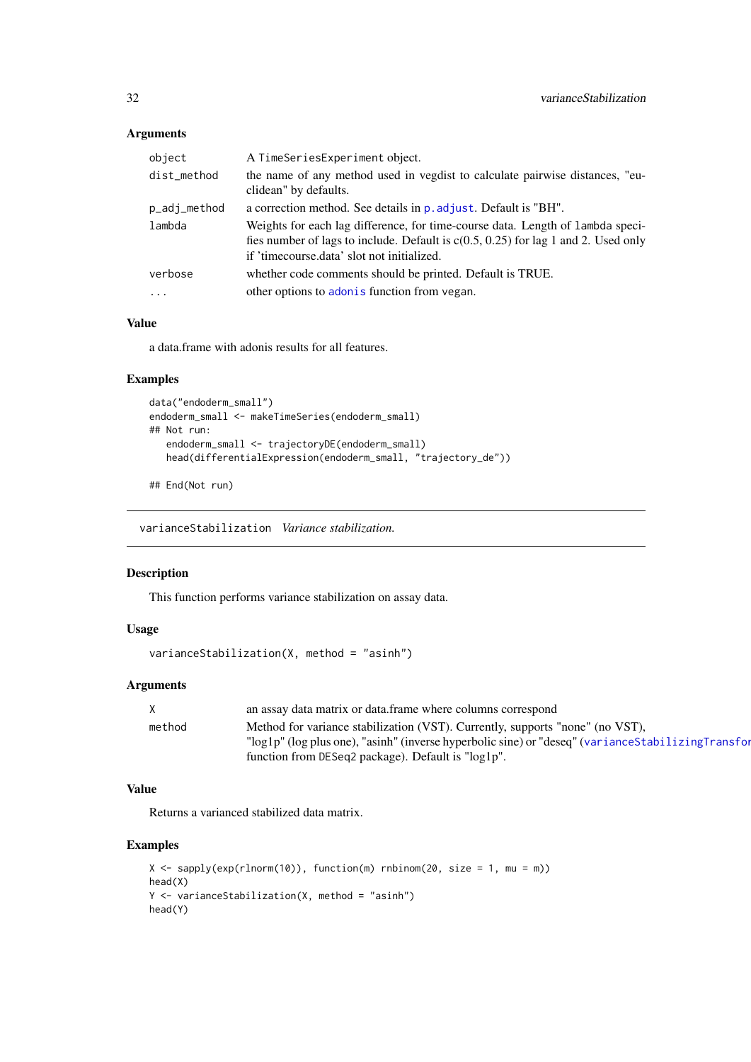### Arguments

| | |
|---|---|
| `object` | A `TimeSeriesExperiment` object. |
| `dist_method` | the name of any method used in vegdist to calculate pairwise distances, "euclidean" by defaults. |
| `p_adj_method` | a correction method. See details in `p.adjust`. Default is "BH". |
| `lambda` | Weights for each lag difference, for time-course data. Length of `lambda` specifies number of lags to include. Default is c(0.5, 0.25) for lag 1 and 2. Used only if 'timecourse.data' slot not initialized. |
| `verbose` | whether code comments should be printed. Default is TRUE. |
| `...` | other options to `adonis` function from vegan. |

### Value

a data.frame with adonis results for all features.

### Examples

```
data("endoderm_small")
endoderm_small <- makeTimeSeries(endoderm_small)
## Not run:
   endoderm_small <- trajectoryDE(endoderm_small)
   head(differentialExpression(endoderm_small, "trajectory_de"))

## End(Not run)
```

---

## varianceStabilization *Variance stabilization.*

### Description

This function performs variance stabilization on assay data.

### Usage

```
varianceStabilization(X, method = "asinh")
```

### Arguments

| | |
|---|---|
| `X` | an assay data matrix or data.frame where columns correspond |
| `method` | Method for variance stabilization (VST). Currently, supports "none" (no VST), "log1p" (log plus one), "asinh" (inverse hyperbolic sine) or "deseq" (`varianceStabilizingTransfor` function from DESeq2 package). Default is "log1p". |

### Value

Returns a varianced stabilized data matrix.

### Examples

```
X <- sapply(exp(rlnorm(10)), function(m) rnbinom(20, size = 1, mu = m))
head(X)
Y <- varianceStabilization(X, method = "asinh")
head(Y)
```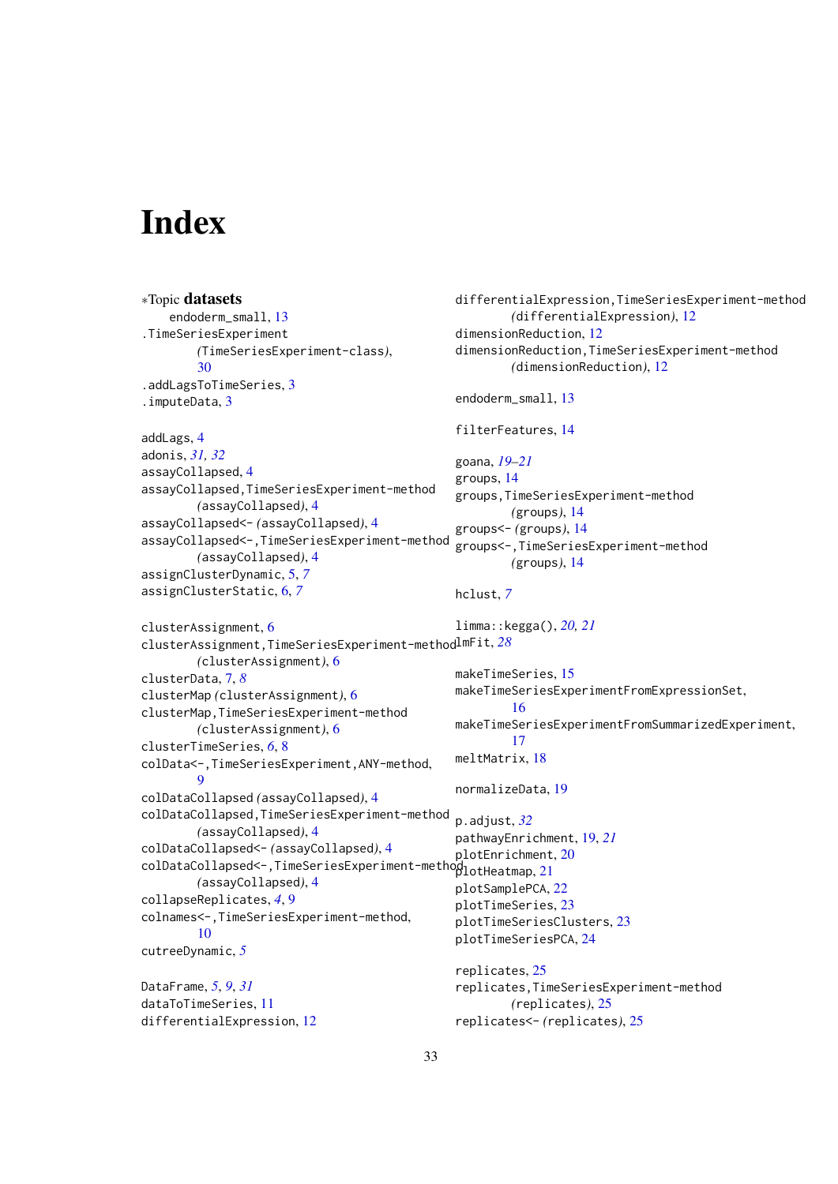# Index

∗Topic **datasets**
endoderm_small, 13
.TimeSeriesExperiment (TimeSeriesExperiment-class), 30
.addLagsToTimeSeries, 3
.imputeData, 3

addLags, 4
adonis, *31, 32*
assayCollapsed, 4
assayCollapsed,TimeSeriesExperiment-method (assayCollapsed), 4
assayCollapsed<- (assayCollapsed), 4
assayCollapsed<-,TimeSeriesExperiment-method (assayCollapsed), 4
assignClusterDynamic, 5, *7*
assignClusterStatic, 6, *7*

clusterAssignment, 6
clusterAssignment,TimeSeriesExperiment-method (clusterAssignment), 6
clusterData, 7, *8*
clusterMap (clusterAssignment), 6
clusterMap,TimeSeriesExperiment-method (clusterAssignment), 6
clusterTimeSeries, *6*, 8
colData<-,TimeSeriesExperiment,ANY-method, 9
colDataCollapsed (assayCollapsed), 4
colDataCollapsed,TimeSeriesExperiment-method (assayCollapsed), 4
colDataCollapsed<- (assayCollapsed), 4
colDataCollapsed<-,TimeSeriesExperiment-method (assayCollapsed), 4
collapseReplicates, *4*, 9
colnames<-,TimeSeriesExperiment-method, 10
cutreeDynamic, *5*

DataFrame, *5*, *9*, *31*
dataToTimeSeries, 11
differentialExpression, 12
differentialExpression,TimeSeriesExperiment-method (differentialExpression), 12
dimensionReduction, 12
dimensionReduction,TimeSeriesExperiment-method (dimensionReduction), 12

endoderm_small, 13

filterFeatures, 14

goana, *19–21*
groups, 14
groups,TimeSeriesExperiment-method (groups), 14
groups<- (groups), 14
groups<-,TimeSeriesExperiment-method (groups), 14

hclust, *7*

limma::kegga(), *20, 21*
lmFit, *28*

makeTimeSeries, 15
makeTimeSeriesExperimentFromExpressionSet, 16
makeTimeSeriesExperimentFromSummarizedExperiment, 17
meltMatrix, 18

normalizeData, 19

p.adjust, *32*
pathwayEnrichment, 19, *21*
plotEnrichment, 20
plotHeatmap, 21
plotSamplePCA, 22
plotTimeSeries, 23
plotTimeSeriesClusters, 23
plotTimeSeriesPCA, 24

replicates, 25
replicates,TimeSeriesExperiment-method (replicates), 25
replicates<- (replicates), 25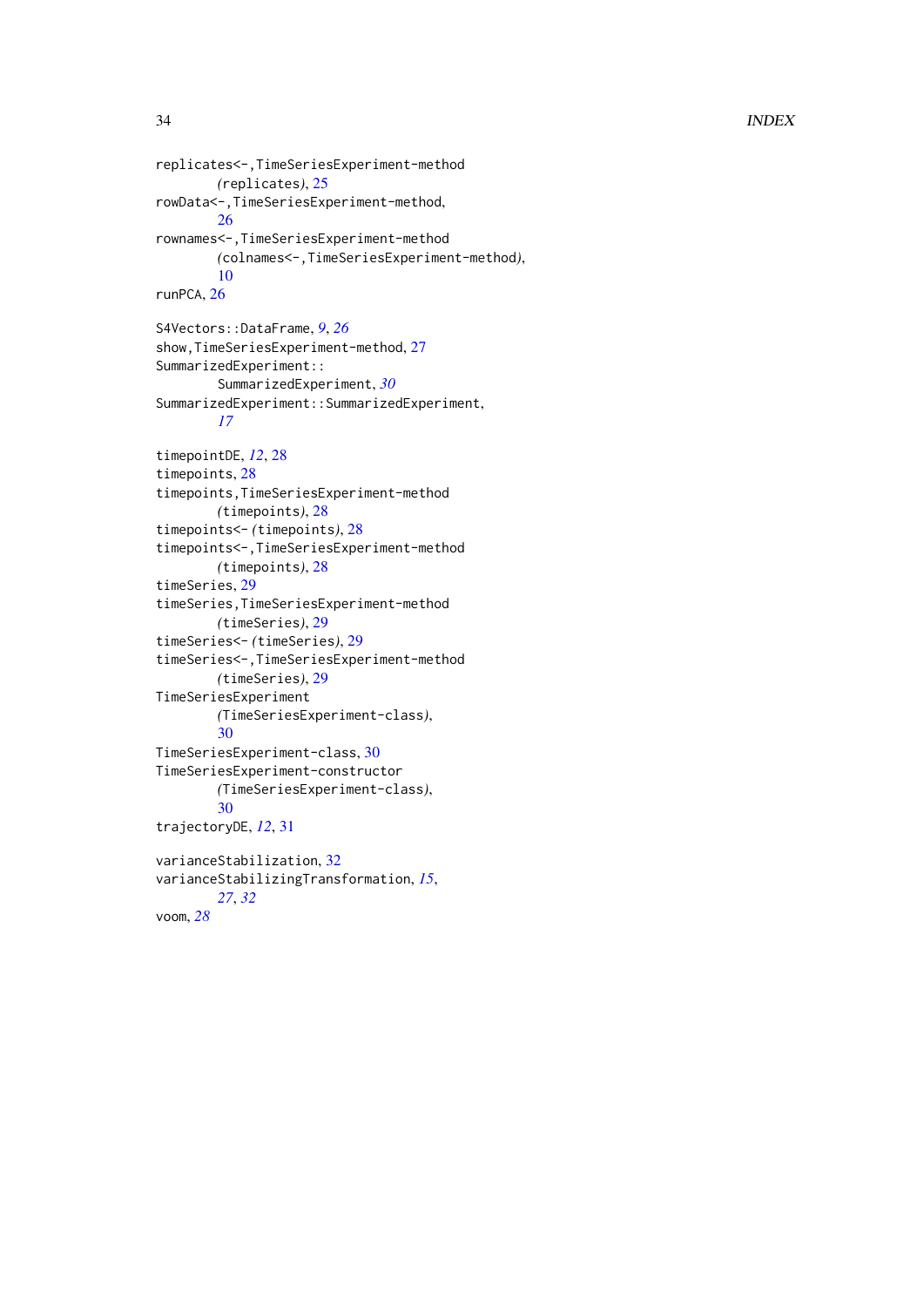replicates<-,TimeSeriesExperiment-method
  *(replicates)*, 25
rowData<-,TimeSeriesExperiment-method,
  26
rownames<-,TimeSeriesExperiment-method
  *(colnames<-,TimeSeriesExperiment-method)*,
  10
runPCA, 26

S4Vectors::DataFrame, *9*, *26*
show,TimeSeriesExperiment-method, 27
SummarizedExperiment::
  SummarizedExperiment, *30*
SummarizedExperiment::SummarizedExperiment,
  *17*

timepointDE, *12*, 28
timepoints, 28
timepoints,TimeSeriesExperiment-method
  *(timepoints)*, 28
timepoints<- *(timepoints)*, 28
timepoints<-,TimeSeriesExperiment-method
  *(timepoints)*, 28
timeSeries, 29
timeSeries,TimeSeriesExperiment-method
  *(timeSeries)*, 29
timeSeries<- *(timeSeries)*, 29
timeSeries<-,TimeSeriesExperiment-method
  *(timeSeries)*, 29
TimeSeriesExperiment
  *(TimeSeriesExperiment-class)*,
  30
TimeSeriesExperiment-class, 30
TimeSeriesExperiment-constructor
  *(TimeSeriesExperiment-class)*,
  30
trajectoryDE, *12*, 31

varianceStabilization, 32
varianceStabilizingTransformation, *15*,
  *27*, *32*
voom, *28*